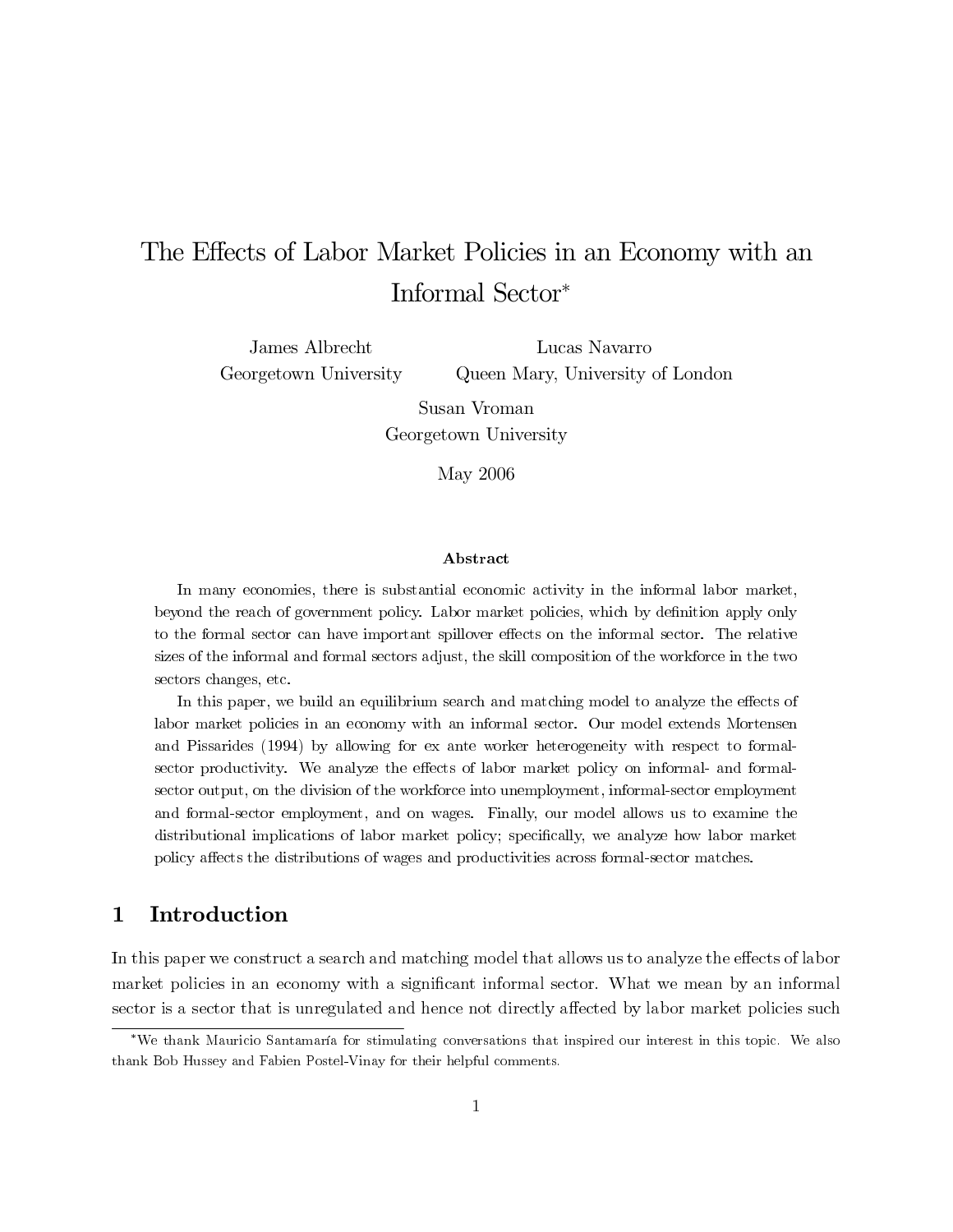# The Effects of Labor Market Policies in an Economy with an Informal Sector*

James Albrecht
Georgetown University

Lucas Navarro
Queen Mary, University of London

Susan Vroman
Georgetown University

May 2006

### Abstract

In many economies, there is substantial economic activity in the informal labor market, beyond the reach of government policy. Labor market policies, which by definition apply only to the formal sector can have important spillover effects on the informal sector. The relative sizes of the informal and formal sectors adjust, the skill composition of the workforce in the two sectors changes, etc.

In this paper, we build an equilibrium search and matching model to analyze the effects of labor market policies in an economy with an informal sector. Our model extends Mortensen and Pissarides (1994) by allowing for ex ante worker heterogeneity with respect to formal-sector productivity. We analyze the effects of labor market policy on informal- and formal-sector output, on the division of the workforce into unemployment, informal-sector employment and formal-sector employment, and on wages. Finally, our model allows us to examine the distributional implications of labor market policy; specifically, we analyze how labor market policy affects the distributions of wages and productivities across formal-sector matches.

## 1 Introduction

In this paper we construct a search and matching model that allows us to analyze the effects of labor market policies in an economy with a significant informal sector. What we mean by an informal sector is a sector that is unregulated and hence not directly affected by labor market policies such

*We thank Mauricio Santamaría for stimulating conversations that inspired our interest in this topic. We also thank Bob Hussey and Fabien Postel-Vinay for their helpful comments.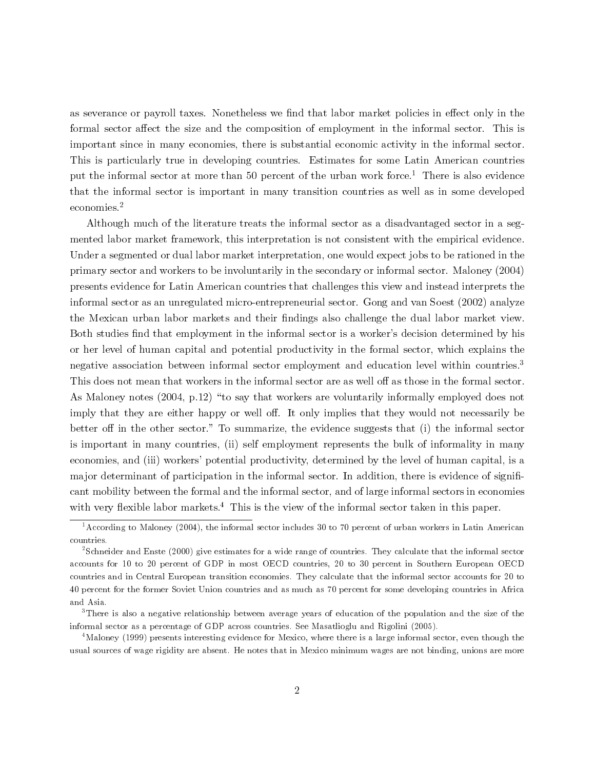as severance or payroll taxes. Nonetheless we find that labor market policies in effect only in the formal sector affect the size and the composition of employment in the informal sector. This is important since in many economies, there is substantial economic activity in the informal sector. This is particularly true in developing countries. Estimates for some Latin American countries put the informal sector at more than 50 percent of the urban work force.[1] There is also evidence that the informal sector is important in many transition countries as well as in some developed economies.[2]

Although much of the literature treats the informal sector as a disadvantaged sector in a segmented labor market framework, this interpretation is not consistent with the empirical evidence. Under a segmented or dual labor market interpretation, one would expect jobs to be rationed in the primary sector and workers to be involuntarily in the secondary or informal sector. Maloney (2004) presents evidence for Latin American countries that challenges this view and instead interprets the informal sector as an unregulated micro-entrepreneurial sector. Gong and van Soest (2002) analyze the Mexican urban labor markets and their findings also challenge the dual labor market view. Both studies find that employment in the informal sector is a worker's decision determined by his or her level of human capital and potential productivity in the formal sector, which explains the negative association between informal sector employment and education level within countries.[3] This does not mean that workers in the informal sector are as well off as those in the formal sector. As Maloney notes (2004, p.12) "to say that workers are voluntarily informally employed does not imply that they are either happy or well off. It only implies that they would not necessarily be better off in the other sector." To summarize, the evidence suggests that (i) the informal sector is important in many countries, (ii) self employment represents the bulk of informality in many economies, and (iii) workers' potential productivity, determined by the level of human capital, is a major determinant of participation in the informal sector. In addition, there is evidence of significant mobility between the formal and the informal sector, and of large informal sectors in economies with very flexible labor markets.[4] This is the view of the informal sector taken in this paper.

[1] According to Maloney (2004), the informal sector includes 30 to 70 percent of urban workers in Latin American countries.

[2] Schneider and Enste (2000) give estimates for a wide range of countries. They calculate that the informal sector accounts for 10 to 20 percent of GDP in most OECD countries, 20 to 30 percent in Southern European OECD countries and in Central European transition economies. They calculate that the informal sector accounts for 20 to 40 percent for the former Soviet Union countries and as much as 70 percent for some developing countries in Africa and Asia.

[3] There is also a negative relationship between average years of education of the population and the size of the informal sector as a percentage of GDP across countries. See Masatlioglu and Rigolini (2005).

[4] Maloney (1999) presents interesting evidence for Mexico, where there is a large informal sector, even though the usual sources of wage rigidity are absent. He notes that in Mexico minimum wages are not binding, unions are more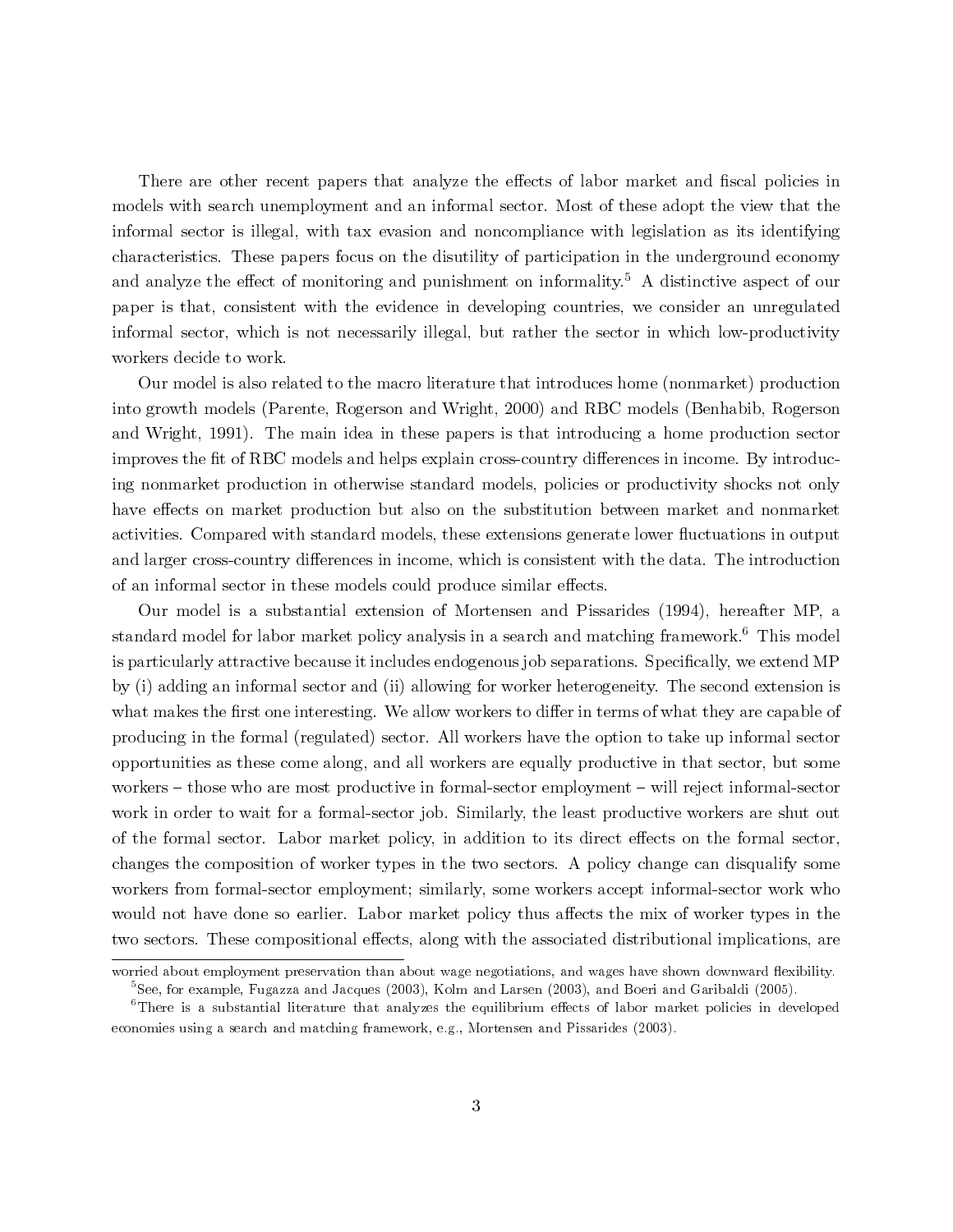There are other recent papers that analyze the effects of labor market and fiscal policies in models with search unemployment and an informal sector. Most of these adopt the view that the informal sector is illegal, with tax evasion and noncompliance with legislation as its identifying characteristics. These papers focus on the disutility of participation in the underground economy and analyze the effect of monitoring and punishment on informality.[5] A distinctive aspect of our paper is that, consistent with the evidence in developing countries, we consider an unregulated informal sector, which is not necessarily illegal, but rather the sector in which low-productivity workers decide to work.

Our model is also related to the macro literature that introduces home (nonmarket) production into growth models (Parente, Rogerson and Wright, 2000) and RBC models (Benhabib, Rogerson and Wright, 1991). The main idea in these papers is that introducing a home production sector improves the fit of RBC models and helps explain cross-country differences in income. By introducing nonmarket production in otherwise standard models, policies or productivity shocks not only have effects on market production but also on the substitution between market and nonmarket activities. Compared with standard models, these extensions generate lower fluctuations in output and larger cross-country differences in income, which is consistent with the data. The introduction of an informal sector in these models could produce similar effects.

Our model is a substantial extension of Mortensen and Pissarides (1994), hereafter MP, a standard model for labor market policy analysis in a search and matching framework.[6] This model is particularly attractive because it includes endogenous job separations. Specifically, we extend MP by (i) adding an informal sector and (ii) allowing for worker heterogeneity. The second extension is what makes the first one interesting. We allow workers to differ in terms of what they are capable of producing in the formal (regulated) sector. All workers have the option to take up informal sector opportunities as these come along, and all workers are equally productive in that sector, but some workers – those who are most productive in formal-sector employment – will reject informal-sector work in order to wait for a formal-sector job. Similarly, the least productive workers are shut out of the formal sector. Labor market policy, in addition to its direct effects on the formal sector, changes the composition of worker types in the two sectors. A policy change can disqualify some workers from formal-sector employment; similarly, some workers accept informal-sector work who would not have done so earlier. Labor market policy thus affects the mix of worker types in the two sectors. These compositional effects, along with the associated distributional implications, are

worried about employment preservation than about wage negotiations, and wages have shown downward flexibility.

[5] See, for example, Fugazza and Jacques (2003), Kolm and Larsen (2003), and Boeri and Garibaldi (2005).

[6] There is a substantial literature that analyzes the equilibrium effects of labor market policies in developed economies using a search and matching framework, e.g., Mortensen and Pissarides (2003).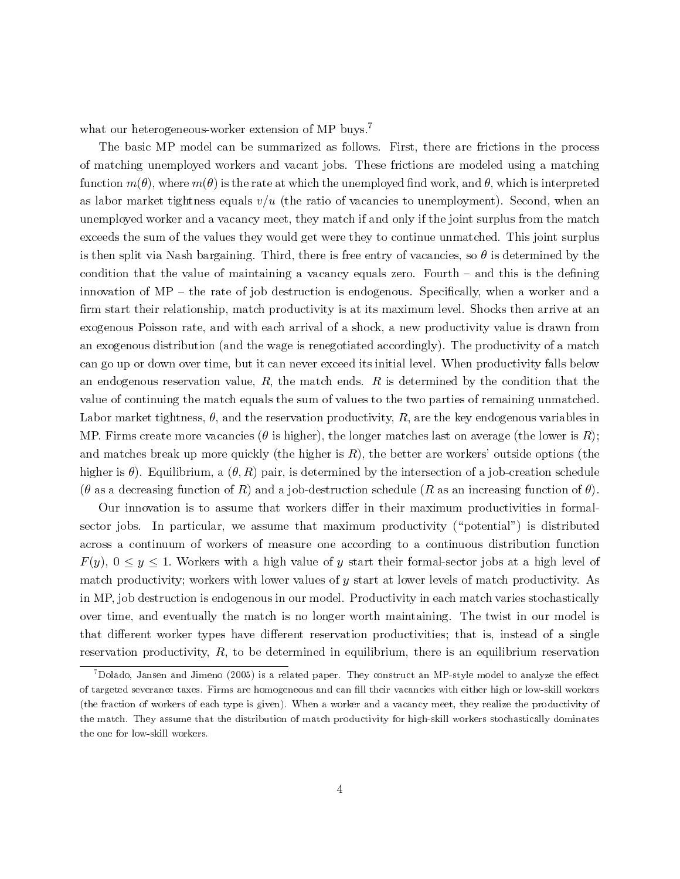what our heterogeneous-worker extension of MP buys.[7]

The basic MP model can be summarized as follows. First, there are frictions in the process of matching unemployed workers and vacant jobs. These frictions are modeled using a matching function $m(\theta)$, where $m(\theta)$ is the rate at which the unemployed find work, and $\theta$, which is interpreted as labor market tightness equals $v/u$ (the ratio of vacancies to unemployment). Second, when an unemployed worker and a vacancy meet, they match if and only if the joint surplus from the match exceeds the sum of the values they would get were they to continue unmatched. This joint surplus is then split via Nash bargaining. Third, there is free entry of vacancies, so $\theta$ is determined by the condition that the value of maintaining a vacancy equals zero. Fourth – and this is the defining innovation of MP – the rate of job destruction is endogenous. Specifically, when a worker and a firm start their relationship, match productivity is at its maximum level. Shocks then arrive at an exogenous Poisson rate, and with each arrival of a shock, a new productivity value is drawn from an exogenous distribution (and the wage is renegotiated accordingly). The productivity of a match can go up or down over time, but it can never exceed its initial level. When productivity falls below an endogenous reservation value, $R$, the match ends. $R$ is determined by the condition that the value of continuing the match equals the sum of values to the two parties of remaining unmatched. Labor market tightness, $\theta$, and the reservation productivity, $R$, are the key endogenous variables in MP. Firms create more vacancies ($\theta$ is higher), the longer matches last on average (the lower is $R$); and matches break up more quickly (the higher is $R$), the better are workers' outside options (the higher is $\theta$). Equilibrium, a $(\theta, R)$ pair, is determined by the intersection of a job-creation schedule ($\theta$ as a decreasing function of $R$) and a job-destruction schedule ($R$ as an increasing function of $\theta$).

Our innovation is to assume that workers differ in their maximum productivities in formal-sector jobs. In particular, we assume that maximum productivity ("potential") is distributed across a continuum of workers of measure one according to a continuous distribution function $F(y)$, $0 \leq y \leq 1$. Workers with a high value of $y$ start their formal-sector jobs at a high level of match productivity; workers with lower values of $y$ start at lower levels of match productivity. As in MP, job destruction is endogenous in our model. Productivity in each match varies stochastically over time, and eventually the match is no longer worth maintaining. The twist in our model is that different worker types have different reservation productivities; that is, instead of a single reservation productivity, $R$, to be determined in equilibrium, there is an equilibrium reservation

[7] Dolado, Jansen and Jimeno (2005) is a related paper. They construct an MP-style model to analyze the effect of targeted severance taxes. Firms are homogeneous and can fill their vacancies with either high or low-skill workers (the fraction of workers of each type is given). When a worker and a vacancy meet, they realize the productivity of the match. They assume that the distribution of match productivity for high-skill workers stochastically dominates the one for low-skill workers.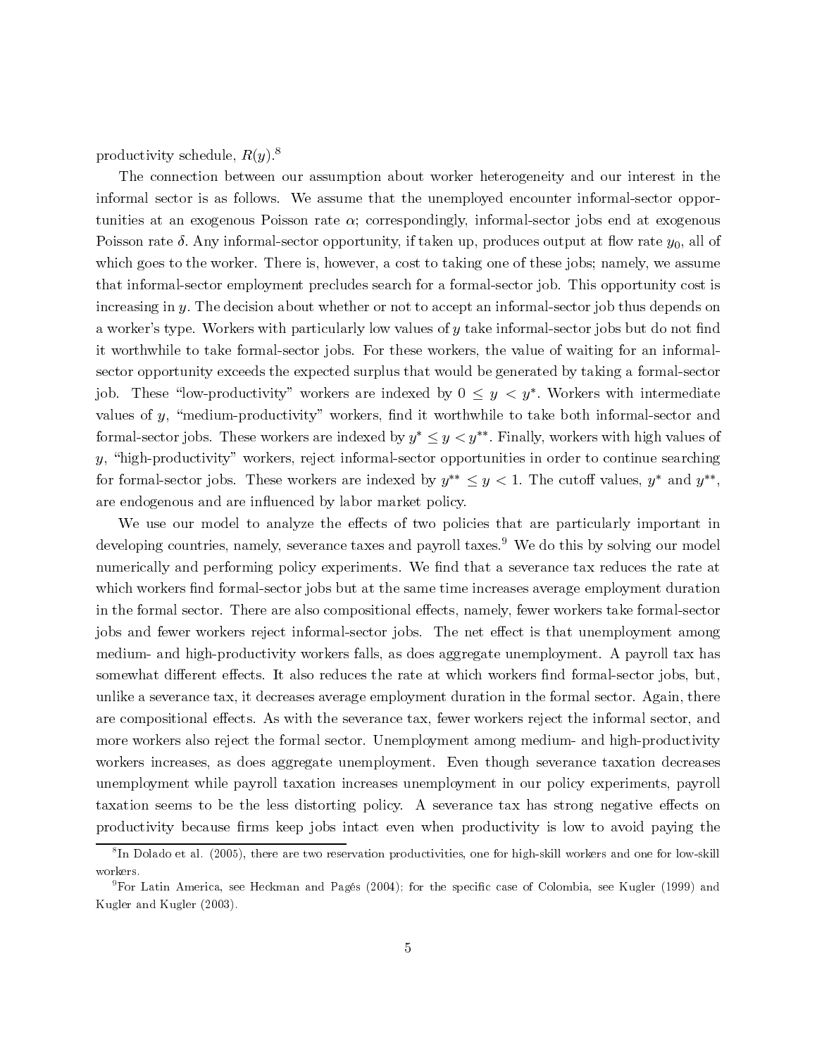productivity schedule, $R(y)$.[8]

The connection between our assumption about worker heterogeneity and our interest in the informal sector is as follows. We assume that the unemployed encounter informal-sector opportunities at an exogenous Poisson rate $\alpha$; correspondingly, informal-sector jobs end at exogenous Poisson rate $\delta$. Any informal-sector opportunity, if taken up, produces output at flow rate $y_0$, all of which goes to the worker. There is, however, a cost to taking one of these jobs; namely, we assume that informal-sector employment precludes search for a formal-sector job. This opportunity cost is increasing in $y$. The decision about whether or not to accept an informal-sector job thus depends on a worker's type. Workers with particularly low values of $y$ take informal-sector jobs but do not find it worthwhile to take formal-sector jobs. For these workers, the value of waiting for an informal-sector opportunity exceeds the expected surplus that would be generated by taking a formal-sector job. These "low-productivity" workers are indexed by $0 \leq y < y^*$. Workers with intermediate values of $y$, "medium-productivity" workers, find it worthwhile to take both informal-sector and formal-sector jobs. These workers are indexed by $y^* \leq y < y^{**}$. Finally, workers with high values of $y$, "high-productivity" workers, reject informal-sector opportunities in order to continue searching for formal-sector jobs. These workers are indexed by $y^{**} \leq y < 1$. The cutoff values, $y^*$ and $y^{**}$, are endogenous and are influenced by labor market policy.

We use our model to analyze the effects of two policies that are particularly important in developing countries, namely, severance taxes and payroll taxes.[9] We do this by solving our model numerically and performing policy experiments. We find that a severance tax reduces the rate at which workers find formal-sector jobs but at the same time increases average employment duration in the formal sector. There are also compositional effects, namely, fewer workers take formal-sector jobs and fewer workers reject informal-sector jobs. The net effect is that unemployment among medium- and high-productivity workers falls, as does aggregate unemployment. A payroll tax has somewhat different effects. It also reduces the rate at which workers find formal-sector jobs, but, unlike a severance tax, it decreases average employment duration in the formal sector. Again, there are compositional effects. As with the severance tax, fewer workers reject the informal sector, and more workers also reject the formal sector. Unemployment among medium- and high-productivity workers increases, as does aggregate unemployment. Even though severance taxation decreases unemployment while payroll taxation increases unemployment in our policy experiments, payroll taxation seems to be the less distorting policy. A severance tax has strong negative effects on productivity because firms keep jobs intact even when productivity is low to avoid paying the

[8] In Dolado et al. (2005), there are two reservation productivities, one for high-skill workers and one for low-skill workers.

[9] For Latin America, see Heckman and Pagés (2004); for the specific case of Colombia, see Kugler (1999) and Kugler and Kugler (2003).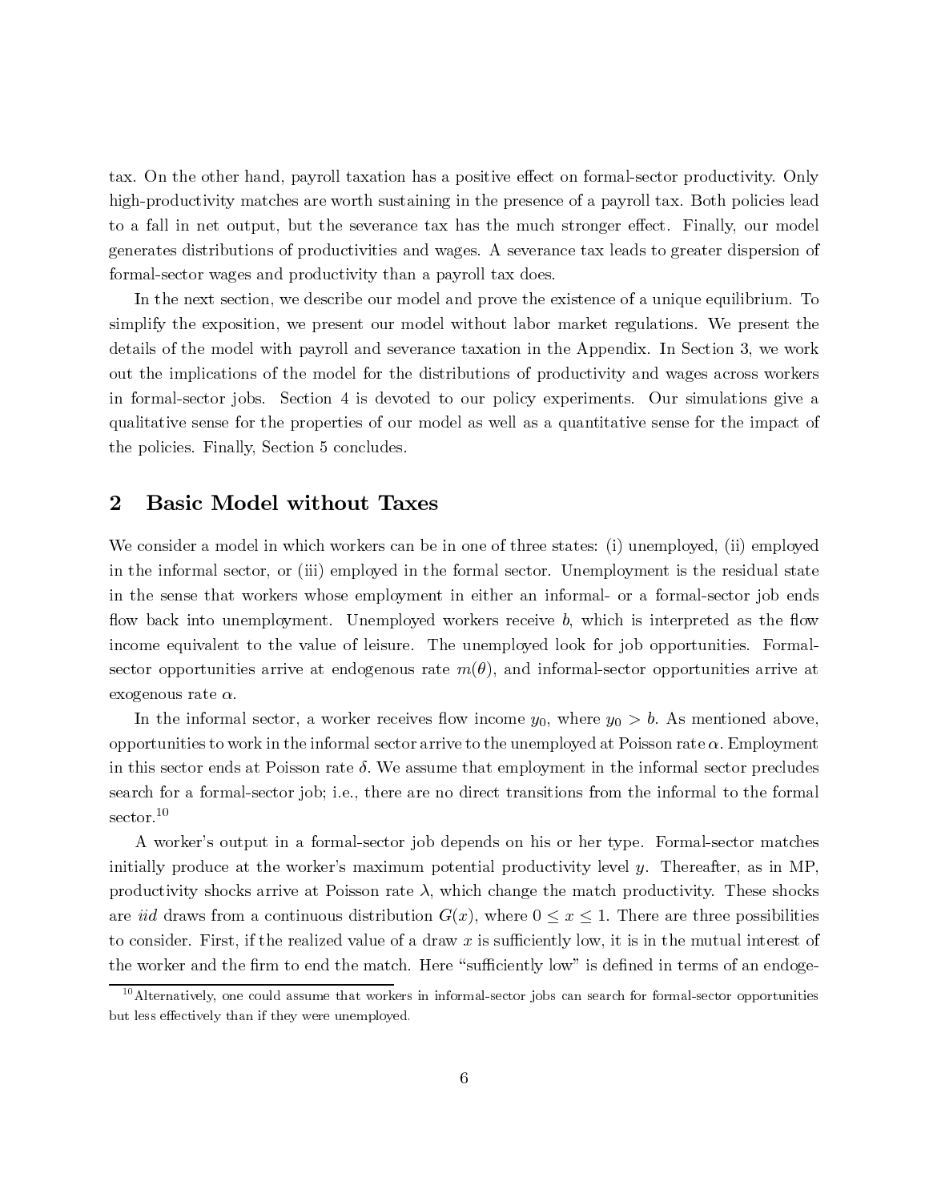tax. On the other hand, payroll taxation has a positive effect on formal-sector productivity. Only high-productivity matches are worth sustaining in the presence of a payroll tax. Both policies lead to a fall in net output, but the severance tax has the much stronger effect. Finally, our model generates distributions of productivities and wages. A severance tax leads to greater dispersion of formal-sector wages and productivity than a payroll tax does.

In the next section, we describe our model and prove the existence of a unique equilibrium. To simplify the exposition, we present our model without labor market regulations. We present the details of the model with payroll and severance taxation in the Appendix. In Section 3, we work out the implications of the model for the distributions of productivity and wages across workers in formal-sector jobs. Section 4 is devoted to our policy experiments. Our simulations give a qualitative sense for the properties of our model as well as a quantitative sense for the impact of the policies. Finally, Section 5 concludes.

## 2 Basic Model without Taxes

We consider a model in which workers can be in one of three states: (i) unemployed, (ii) employed in the informal sector, or (iii) employed in the formal sector. Unemployment is the residual state in the sense that workers whose employment in either an informal- or a formal-sector job ends flow back into unemployment. Unemployed workers receive $b$, which is interpreted as the flow income equivalent to the value of leisure. The unemployed look for job opportunities. Formal-sector opportunities arrive at endogenous rate $m(\theta)$, and informal-sector opportunities arrive at exogenous rate $\alpha$.

In the informal sector, a worker receives flow income $y_0$, where $y_0 > b$. As mentioned above, opportunities to work in the informal sector arrive to the unemployed at Poisson rate $\alpha$. Employment in this sector ends at Poisson rate $\delta$. We assume that employment in the informal sector precludes search for a formal-sector job; i.e., there are no direct transitions from the informal to the formal sector.[10]

A worker's output in a formal-sector job depends on his or her type. Formal-sector matches initially produce at the worker's maximum potential productivity level $y$. Thereafter, as in MP, productivity shocks arrive at Poisson rate $\lambda$, which change the match productivity. These shocks are *iid* draws from a continuous distribution $G(x)$, where $0 \leq x \leq 1$. There are three possibilities to consider. First, if the realized value of a draw $x$ is sufficiently low, it is in the mutual interest of the worker and the firm to end the match. Here "sufficiently low" is defined in terms of an endoge-

[10] Alternatively, one could assume that workers in informal-sector jobs can search for formal-sector opportunities but less effectively than if they were unemployed.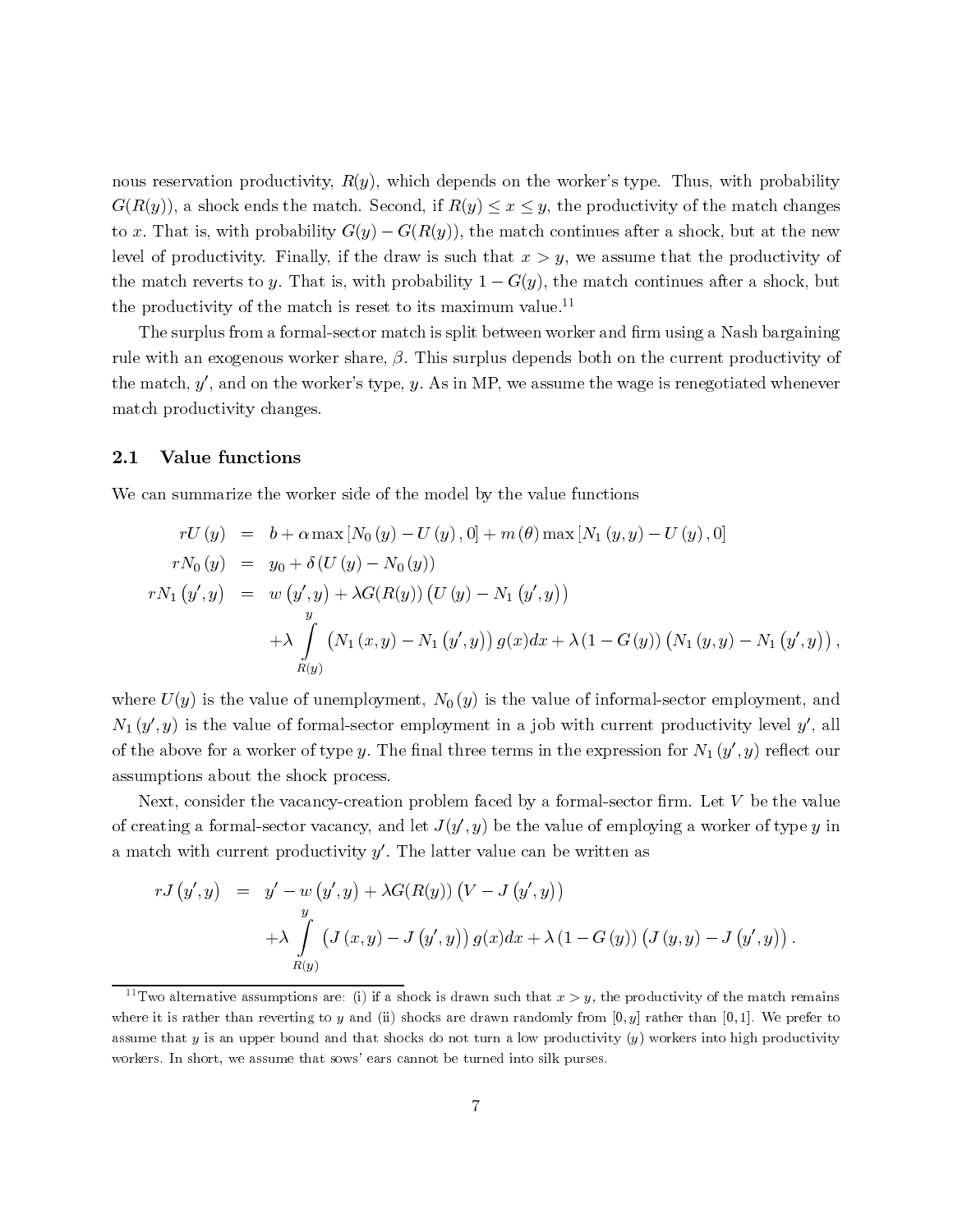nous reservation productivity, $R(y)$, which depends on the worker's type. Thus, with probability $G(R(y))$, a shock ends the match. Second, if $R(y) \leq x \leq y$, the productivity of the match changes to $x$. That is, with probability $G(y) - G(R(y))$, the match continues after a shock, but at the new level of productivity. Finally, if the draw is such that $x > y$, we assume that the productivity of the match reverts to $y$. That is, with probability $1 - G(y)$, the match continues after a shock, but the productivity of the match is reset to its maximum value.[11]

The surplus from a formal-sector match is split between worker and firm using a Nash bargaining rule with an exogenous worker share, $\beta$. This surplus depends both on the current productivity of the match, $y'$, and on the worker's type, $y$. As in MP, we assume the wage is renegotiated whenever match productivity changes.

### 2.1 Value functions

We can summarize the worker side of the model by the value functions

$$
\begin{aligned}
rU(y) &= b + \alpha \max\left[N_0(y) - U(y), 0\right] + m(\theta) \max\left[N_1(y, y) - U(y), 0\right] \\
rN_0(y) &= y_0 + \delta\left(U(y) - N_0(y)\right) \\
rN_1(y', y) &= w(y', y) + \lambda G(R(y))\left(U(y) - N_1(y', y)\right) \\
&\quad + \lambda \int_{R(y)}^{y} \left(N_1(x, y) - N_1(y', y)\right) g(x) dx + \lambda\left(1 - G(y)\right)\left(N_1(y, y) - N_1(y', y)\right),
\end{aligned}
$$

where $U(y)$ is the value of unemployment, $N_0(y)$ is the value of informal-sector employment, and $N_1(y', y)$ is the value of formal-sector employment in a job with current productivity level $y'$, all of the above for a worker of type $y$. The final three terms in the expression for $N_1(y', y)$ reflect our assumptions about the shock process.

Next, consider the vacancy-creation problem faced by a formal-sector firm. Let $V$ be the value of creating a formal-sector vacancy, and let $J(y', y)$ be the value of employing a worker of type $y$ in a match with current productivity $y'$. The latter value can be written as

$$
\begin{aligned}
rJ(y', y) &= y' - w(y', y) + \lambda G(R(y))\left(V - J(y', y)\right) \\
&\quad + \lambda \int_{R(y)}^{y} \left(J(x, y) - J(y', y)\right) g(x) dx + \lambda\left(1 - G(y)\right)\left(J(y, y) - J(y', y)\right).
\end{aligned}
$$

---

[11] Two alternative assumptions are: (i) if a shock is drawn such that $x > y$, the productivity of the match remains where it is rather than reverting to $y$ and (ii) shocks are drawn randomly from $[0, y]$ rather than $[0, 1]$. We prefer to assume that $y$ is an upper bound and that shocks do not turn a low productivity ($y$) workers into high productivity workers. In short, we assume that sows' ears cannot be turned into silk purses.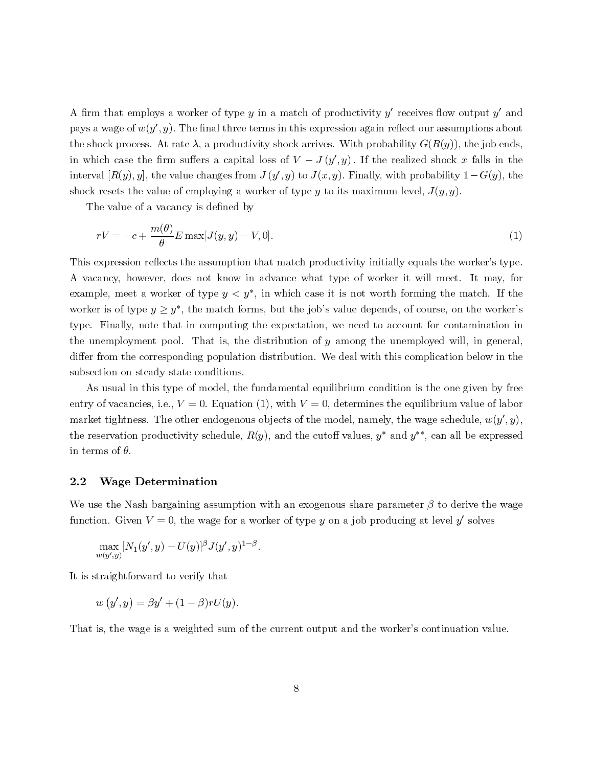A firm that employs a worker of type $y$ in a match of productivity $y'$ receives flow output $y'$ and pays a wage of $w(y', y)$. The final three terms in this expression again reflect our assumptions about the shock process. At rate $\lambda$, a productivity shock arrives. With probability $G(R(y))$, the job ends, in which case the firm suffers a capital loss of $V - J(y', y)$. If the realized shock $x$ falls in the interval $[R(y), y]$, the value changes from $J(y', y)$ to $J(x, y)$. Finally, with probability $1 - G(y)$, the shock resets the value of employing a worker of type $y$ to its maximum level, $J(y, y)$.

The value of a vacancy is defined by

$$rV = -c + \frac{m(\theta)}{\theta} E \max[J(y, y) - V, 0]. \tag{1}$$

This expression reflects the assumption that match productivity initially equals the worker's type. A vacancy, however, does not know in advance what type of worker it will meet. It may, for example, meet a worker of type $y < y^*$, in which case it is not worth forming the match. If the worker is of type $y \geq y^*$, the match forms, but the job's value depends, of course, on the worker's type. Finally, note that in computing the expectation, we need to account for contamination in the unemployment pool. That is, the distribution of $y$ among the unemployed will, in general, differ from the corresponding population distribution. We deal with this complication below in the subsection on steady-state conditions.

As usual in this type of model, the fundamental equilibrium condition is the one given by free entry of vacancies, i.e., $V = 0$. Equation (1), with $V = 0$, determines the equilibrium value of labor market tightness. The other endogenous objects of the model, namely, the wage schedule, $w(y', y)$, the reservation productivity schedule, $R(y)$, and the cutoff values, $y^*$ and $y^{**}$, can all be expressed in terms of $\theta$.

### 2.2 Wage Determination

We use the Nash bargaining assumption with an exogenous share parameter $\beta$ to derive the wage function. Given $V = 0$, the wage for a worker of type $y$ on a job producing at level $y'$ solves

$$\max_{w(y',y)} [N_1(y', y) - U(y)]^{\beta} J(y', y)^{1-\beta}.$$

It is straightforward to verify that

$$w(y', y) = \beta y' + (1 - \beta) rU(y).$$

That is, the wage is a weighted sum of the current output and the worker's continuation value.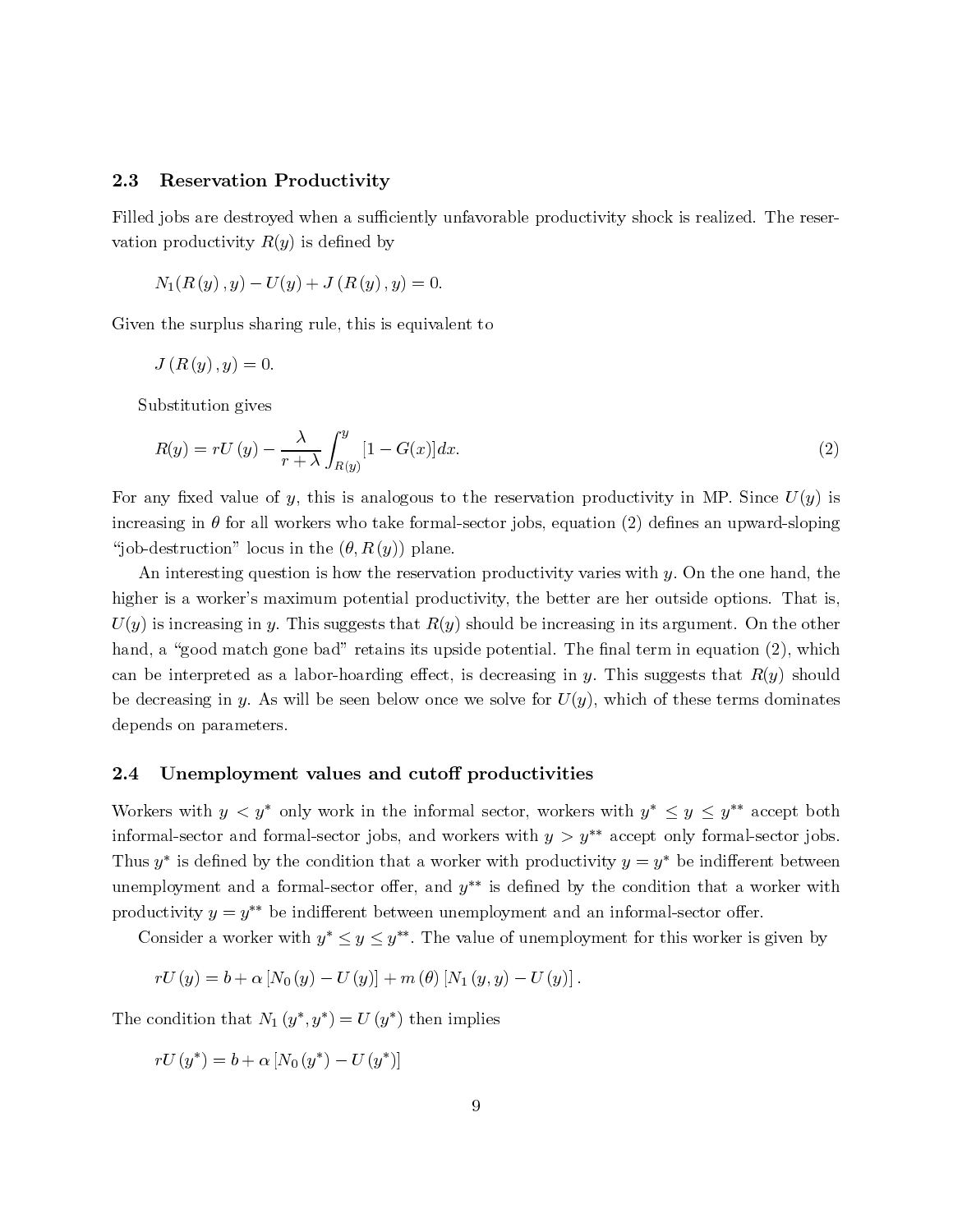### 2.3 Reservation Productivity

Filled jobs are destroyed when a sufficiently unfavorable productivity shock is realized. The reservation productivity $R(y)$ is defined by

$$N_1(R(y), y) - U(y) + J(R(y), y) = 0.$$

Given the surplus sharing rule, this is equivalent to

$$J(R(y), y) = 0.$$

Substitution gives

$$R(y) = rU(y) - \frac{\lambda}{r+\lambda}\int_{R(y)}^{y}[1-G(x)]dx. \tag{2}$$

For any fixed value of $y$, this is analogous to the reservation productivity in MP. Since $U(y)$ is increasing in $\theta$ for all workers who take formal-sector jobs, equation (2) defines an upward-sloping "job-destruction" locus in the $(\theta, R(y))$ plane.

An interesting question is how the reservation productivity varies with $y$. On the one hand, the higher is a worker's maximum potential productivity, the better are her outside options. That is, $U(y)$ is increasing in $y$. This suggests that $R(y)$ should be increasing in its argument. On the other hand, a "good match gone bad" retains its upside potential. The final term in equation (2), which can be interpreted as a labor-hoarding effect, is decreasing in $y$. This suggests that $R(y)$ should be decreasing in $y$. As will be seen below once we solve for $U(y)$, which of these terms dominates depends on parameters.

### 2.4 Unemployment values and cutoff productivities

Workers with $y < y^*$ only work in the informal sector, workers with $y^* \leq y \leq y^{**}$ accept both informal-sector and formal-sector jobs, and workers with $y > y^{**}$ accept only formal-sector jobs. Thus $y^*$ is defined by the condition that a worker with productivity $y = y^*$ be indifferent between unemployment and a formal-sector offer, and $y^{**}$ is defined by the condition that a worker with productivity $y = y^{**}$ be indifferent between unemployment and an informal-sector offer.

Consider a worker with $y^* \leq y \leq y^{**}$. The value of unemployment for this worker is given by

$$rU(y) = b + \alpha[N_0(y) - U(y)] + m(\theta)[N_1(y, y) - U(y)].$$

The condition that $N_1(y^*, y^*) = U(y^*)$ then implies

$$rU(y^*) = b + \alpha[N_0(y^*) - U(y^*)]$$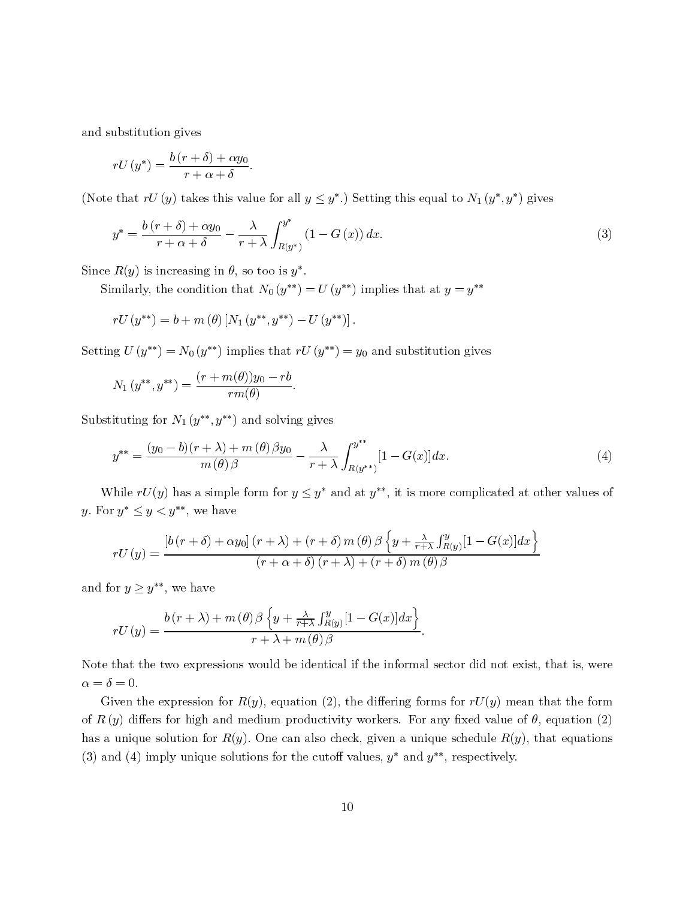and substitution gives

$$rU(y^*) = \frac{b(r+\delta) + \alpha y_0}{r + \alpha + \delta}.$$

(Note that $rU(y)$ takes this value for all $y \leq y^*$.) Setting this equal to $N_1(y^*, y^*)$ gives

$$y^* = \frac{b(r+\delta) + \alpha y_0}{r + \alpha + \delta} - \frac{\lambda}{r+\lambda}\int_{R(y^*)}^{y^*} (1 - G(x))\, dx. \tag{3}$$

Since $R(y)$ is increasing in $\theta$, so too is $y^*$.

Similarly, the condition that $N_0(y^{**}) = U(y^{**})$ implies that at $y = y^{**}$

$$rU(y^{**}) = b + m(\theta)\left[N_1(y^{**}, y^{**}) - U(y^{**})\right].$$

Setting $U(y^{**}) = N_0(y^{**})$ implies that $rU(y^{**}) = y_0$ and substitution gives

$$N_1(y^{**}, y^{**}) = \frac{(r + m(\theta))y_0 - rb}{rm(\theta)}.$$

Substituting for $N_1(y^{**}, y^{**})$ and solving gives

$$y^{**} = \frac{(y_0 - b)(r+\lambda) + m(\theta)\beta y_0}{m(\theta)\beta} - \frac{\lambda}{r+\lambda}\int_{R(y^{**})}^{y^{**}} [1 - G(x)]dx. \tag{4}$$

While $rU(y)$ has a simple form for $y \leq y^*$ and at $y^{**}$, it is more complicated at other values of $y$. For $y^* \leq y < y^{**}$, we have

$$rU(y) = \frac{\left[b(r+\delta) + \alpha y_0\right](r+\lambda) + (r+\delta)\, m(\theta)\, \beta \left\{y + \frac{\lambda}{r+\lambda}\int_{R(y)}^{y}[1-G(x)]dx\right\}}{(r+\alpha+\delta)(r+\lambda) + (r+\delta)\, m(\theta)\, \beta}$$

and for $y \geq y^{**}$, we have

$$rU(y) = \frac{b(r+\lambda) + m(\theta)\, \beta \left\{y + \frac{\lambda}{r+\lambda}\int_{R(y)}^{y}[1-G(x)]dx\right\}}{r + \lambda + m(\theta)\, \beta}.$$

Note that the two expressions would be identical if the informal sector did not exist, that is, were $\alpha = \delta = 0$.

Given the expression for $R(y)$, equation (2), the differing forms for $rU(y)$ mean that the form of $R(y)$ differs for high and medium productivity workers. For any fixed value of $\theta$, equation (2) has a unique solution for $R(y)$. One can also check, given a unique schedule $R(y)$, that equations (3) and (4) imply unique solutions for the cutoff values, $y^*$ and $y^{**}$, respectively.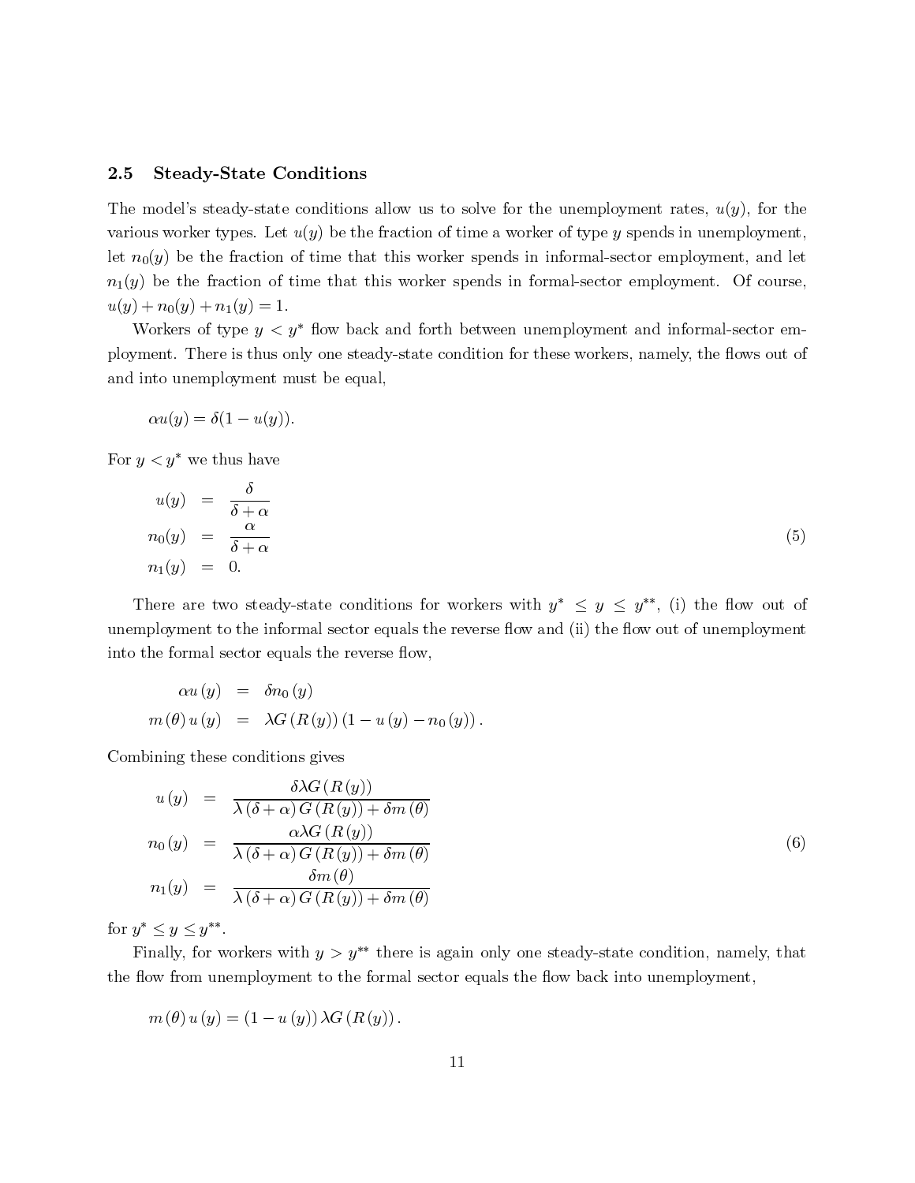### 2.5 Steady-State Conditions

The model's steady-state conditions allow us to solve for the unemployment rates, $u(y)$, for the various worker types. Let $u(y)$ be the fraction of time a worker of type $y$ spends in unemployment, let $n_0(y)$ be the fraction of time that this worker spends in informal-sector employment, and let $n_1(y)$ be the fraction of time that this worker spends in formal-sector employment. Of course, $u(y) + n_0(y) + n_1(y) = 1$.

Workers of type $y < y^*$ flow back and forth between unemployment and informal-sector employment. There is thus only one steady-state condition for these workers, namely, the flows out of and into unemployment must be equal,

$$\alpha u(y) = \delta(1 - u(y)).$$

For $y < y^*$ we thus have

$$\begin{aligned} u(y) &= \frac{\delta}{\delta + \alpha} \\ n_0(y) &= \frac{\alpha}{\delta + \alpha} \\ n_1(y) &= 0. \end{aligned} \tag{5}$$

There are two steady-state conditions for workers with $y^* \leq y \leq y^{**}$, (i) the flow out of unemployment to the informal sector equals the reverse flow and (ii) the flow out of unemployment into the formal sector equals the reverse flow,

$$\begin{aligned} \alpha u(y) &= \delta n_0(y) \\ m(\theta) u(y) &= \lambda G(R(y)) (1 - u(y) - n_0(y)). \end{aligned}$$

Combining these conditions gives

$$\begin{aligned} u(y) &= \frac{\delta \lambda G(R(y))}{\lambda (\delta + \alpha) G(R(y)) + \delta m(\theta)} \\ n_0(y) &= \frac{\alpha \lambda G(R(y))}{\lambda (\delta + \alpha) G(R(y)) + \delta m(\theta)} \\ n_1(y) &= \frac{\delta m(\theta)}{\lambda (\delta + \alpha) G(R(y)) + \delta m(\theta)} \end{aligned} \tag{6}$$

for $y^* \leq y \leq y^{**}$.

Finally, for workers with $y > y^{**}$ there is again only one steady-state condition, namely, that the flow from unemployment to the formal sector equals the flow back into unemployment,

$$m(\theta) u(y) = (1 - u(y)) \lambda G(R(y)).$$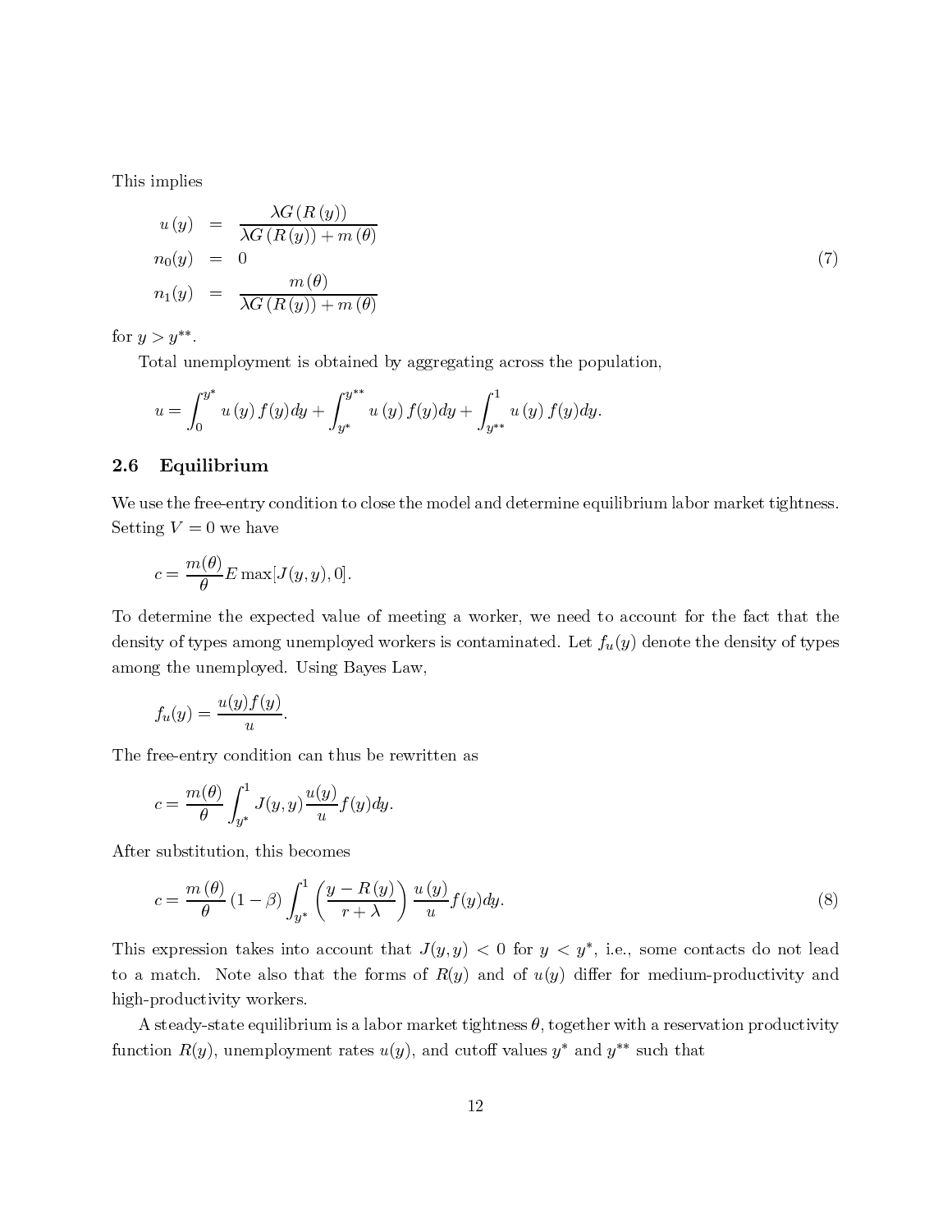This implies

$$
\begin{aligned}
u(y) &= \frac{\lambda G(R(y))}{\lambda G(R(y)) + m(\theta)} \\
n_0(y) &= 0 \\
n_1(y) &= \frac{m(\theta)}{\lambda G(R(y)) + m(\theta)}
\end{aligned}
\tag{7}
$$

for $y > y^{**}$.

Total unemployment is obtained by aggregating across the population,

$$
u = \int_0^{y^*} u(y) f(y) dy + \int_{y^*}^{y^{**}} u(y) f(y) dy + \int_{y^{**}}^{1} u(y) f(y) dy.
$$

## 2.6 Equilibrium

We use the free-entry condition to close the model and determine equilibrium labor market tightness. Setting $V = 0$ we have

$$
c = \frac{m(\theta)}{\theta} E \max[J(y, y), 0].
$$

To determine the expected value of meeting a worker, we need to account for the fact that the density of types among unemployed workers is contaminated. Let $f_u(y)$ denote the density of types among the unemployed. Using Bayes Law,

$$
f_u(y) = \frac{u(y) f(y)}{u}.
$$

The free-entry condition can thus be rewritten as

$$
c = \frac{m(\theta)}{\theta} \int_{y^*}^{1} J(y, y) \frac{u(y)}{u} f(y) dy.
$$

After substitution, this becomes

$$
c = \frac{m(\theta)}{\theta} (1 - \beta) \int_{y^*}^{1} \left( \frac{y - R(y)}{r + \lambda} \right) \frac{u(y)}{u} f(y) dy. \tag{8}
$$

This expression takes into account that $J(y, y) < 0$ for $y < y^*$, i.e., some contacts do not lead to a match. Note also that the forms of $R(y)$ and of $u(y)$ differ for medium-productivity and high-productivity workers.

A steady-state equilibrium is a labor market tightness $\theta$, together with a reservation productivity function $R(y)$, unemployment rates $u(y)$, and cutoff values $y^*$ and $y^{**}$ such that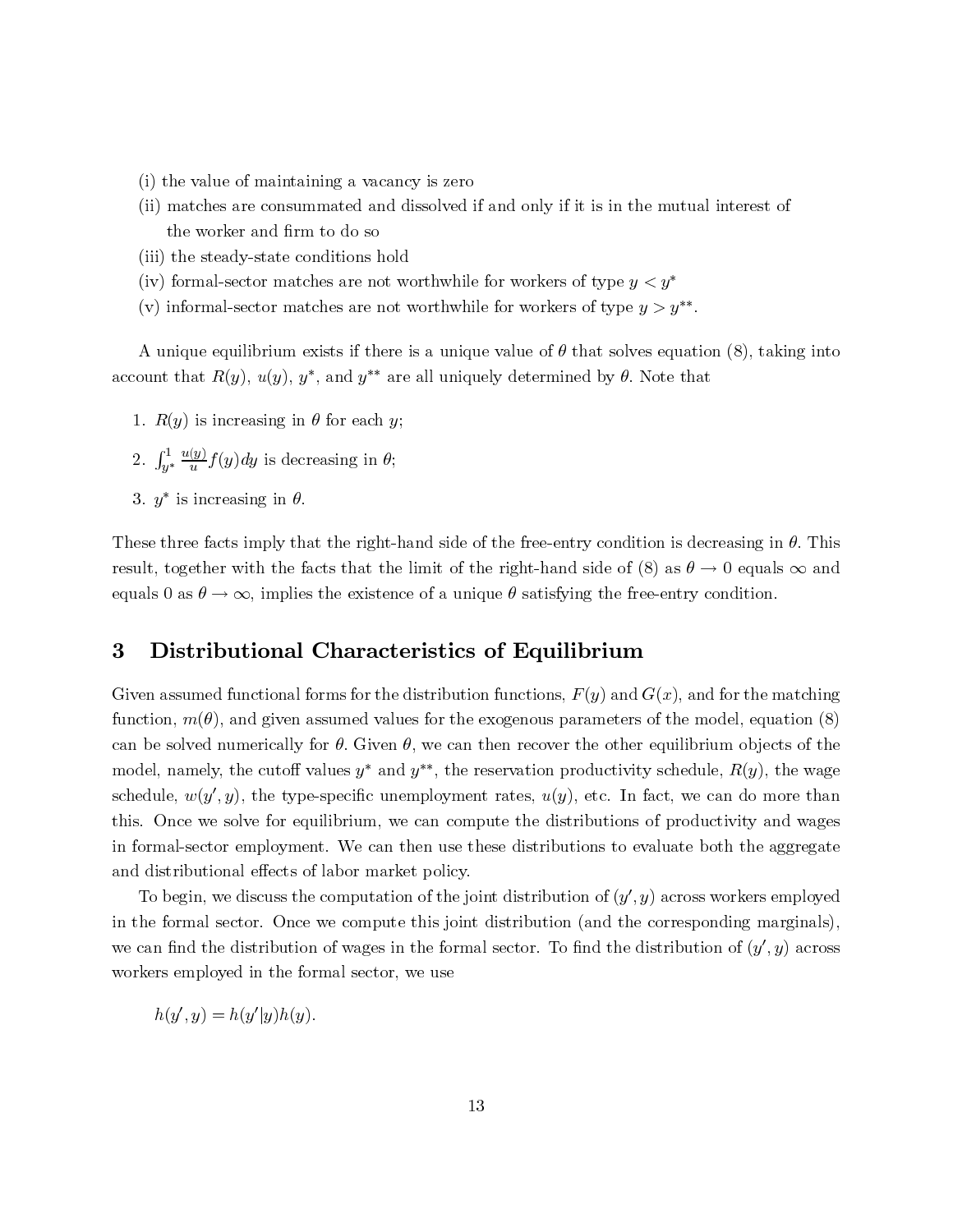(i) the value of maintaining a vacancy is zero

(ii) matches are consummated and dissolved if and only if it is in the mutual interest of the worker and firm to do so

(iii) the steady-state conditions hold

(iv) formal-sector matches are not worthwhile for workers of type $y < y^*$

(v) informal-sector matches are not worthwhile for workers of type $y > y^{**}$.

A unique equilibrium exists if there is a unique value of $\theta$ that solves equation (8), taking into account that $R(y)$, $u(y)$, $y^*$, and $y^{**}$ are all uniquely determined by $\theta$. Note that

1. $R(y)$ is increasing in $\theta$ for each $y$;
2. $\int_{y^*}^{1} \frac{u(y)}{u} f(y)dy$ is decreasing in $\theta$;
3. $y^*$ is increasing in $\theta$.

These three facts imply that the right-hand side of the free-entry condition is decreasing in $\theta$. This result, together with the facts that the limit of the right-hand side of (8) as $\theta \to 0$ equals $\infty$ and equals 0 as $\theta \to \infty$, implies the existence of a unique $\theta$ satisfying the free-entry condition.

# 3 Distributional Characteristics of Equilibrium

Given assumed functional forms for the distribution functions, $F(y)$ and $G(x)$, and for the matching function, $m(\theta)$, and given assumed values for the exogenous parameters of the model, equation (8) can be solved numerically for $\theta$. Given $\theta$, we can then recover the other equilibrium objects of the model, namely, the cutoff values $y^*$ and $y^{**}$, the reservation productivity schedule, $R(y)$, the wage schedule, $w(y', y)$, the type-specific unemployment rates, $u(y)$, etc. In fact, we can do more than this. Once we solve for equilibrium, we can compute the distributions of productivity and wages in formal-sector employment. We can then use these distributions to evaluate both the aggregate and distributional effects of labor market policy.

To begin, we discuss the computation of the joint distribution of $(y', y)$ across workers employed in the formal sector. Once we compute this joint distribution (and the corresponding marginals), we can find the distribution of wages in the formal sector. To find the distribution of $(y', y)$ across workers employed in the formal sector, we use

$$h(y', y) = h(y'|y)h(y).$$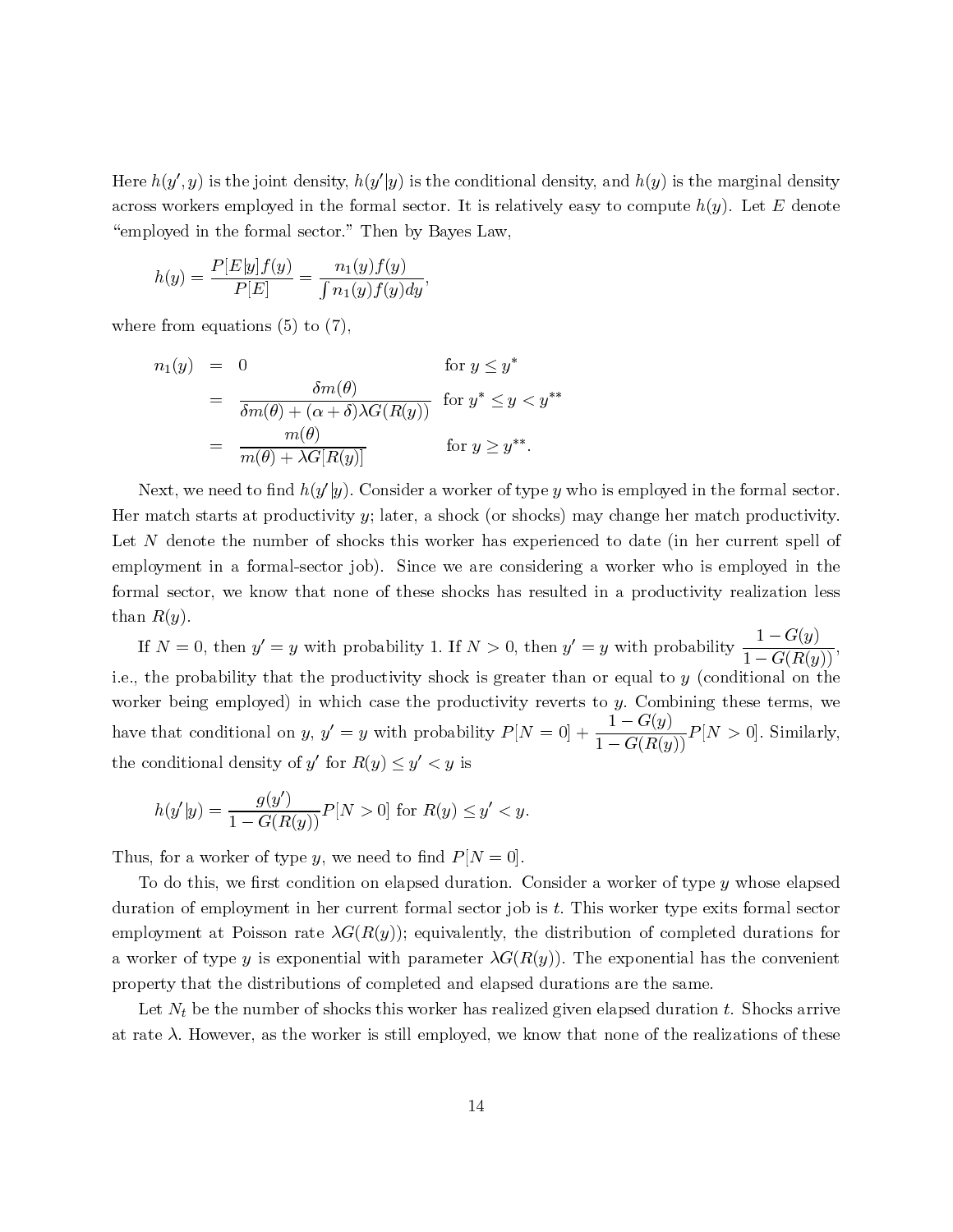Here $h(y', y)$ is the joint density, $h(y'|y)$ is the conditional density, and $h(y)$ is the marginal density across workers employed in the formal sector. It is relatively easy to compute $h(y)$. Let $E$ denote "employed in the formal sector." Then by Bayes Law,

$$h(y) = \frac{P[E|y]f(y)}{P[E]} = \frac{n_1(y)f(y)}{\int n_1(y)f(y)dy},$$

where from equations (5) to (7),

$$\begin{aligned}
n_1(y) &= 0 && \text{for } y \leq y^* \\
&= \frac{\delta m(\theta)}{\delta m(\theta) + (\alpha + \delta)\lambda G(R(y))} && \text{for } y^* \leq y < y^{**} \\
&= \frac{m(\theta)}{m(\theta) + \lambda G[R(y)]} && \text{for } y \geq y^{**}.
\end{aligned}$$

Next, we need to find $h(y'|y)$. Consider a worker of type $y$ who is employed in the formal sector. Her match starts at productivity $y$; later, a shock (or shocks) may change her match productivity. Let $N$ denote the number of shocks this worker has experienced to date (in her current spell of employment in a formal-sector job). Since we are considering a worker who is employed in the formal sector, we know that none of these shocks has resulted in a productivity realization less than $R(y)$.

If $N = 0$, then $y' = y$ with probability 1. If $N > 0$, then $y' = y$ with probability $\dfrac{1 - G(y)}{1 - G(R(y))}$, i.e., the probability that the productivity shock is greater than or equal to $y$ (conditional on the worker being employed) in which case the productivity reverts to $y$. Combining these terms, we have that conditional on $y$, $y' = y$ with probability $P[N = 0] + \dfrac{1 - G(y)}{1 - G(R(y))} P[N > 0]$. Similarly, the conditional density of $y'$ for $R(y) \leq y' < y$ is

$$h(y'|y) = \frac{g(y')}{1 - G(R(y))} P[N > 0] \text{ for } R(y) \leq y' < y.$$

Thus, for a worker of type $y$, we need to find $P[N = 0]$.

To do this, we first condition on elapsed duration. Consider a worker of type $y$ whose elapsed duration of employment in her current formal sector job is $t$. This worker type exits formal sector employment at Poisson rate $\lambda G(R(y))$; equivalently, the distribution of completed durations for a worker of type $y$ is exponential with parameter $\lambda G(R(y))$. The exponential has the convenient property that the distributions of completed and elapsed durations are the same.

Let $N_t$ be the number of shocks this worker has realized given elapsed duration $t$. Shocks arrive at rate $\lambda$. However, as the worker is still employed, we know that none of the realizations of these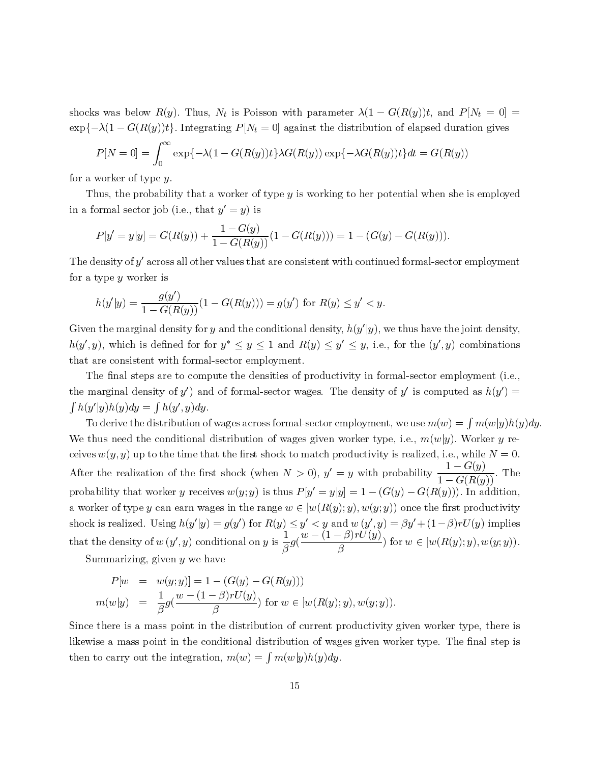shocks was below $R(y)$. Thus, $N_t$ is Poisson with parameter $\lambda(1-G(R(y))t$, and $P[N_t = 0] = \exp\{-\lambda(1-G(R(y))t\}$. Integrating $P[N_t = 0]$ against the distribution of elapsed duration gives

$$P[N=0] = \int_0^\infty \exp\{-\lambda(1-G(R(y))t\}\lambda G(R(y))\exp\{-\lambda G(R(y))t\}dt = G(R(y))$$

for a worker of type $y$.

Thus, the probability that a worker of type $y$ is working to her potential when she is employed in a formal sector job (i.e., that $y' = y$) is

$$P[y' = y|y] = G(R(y)) + \frac{1-G(y)}{1-G(R(y))}(1-G(R(y))) = 1-(G(y)-G(R(y))).$$

The density of $y'$ across all other values that are consistent with continued formal-sector employment for a type $y$ worker is

$$h(y'|y) = \frac{g(y')}{1-G(R(y))}(1-G(R(y))) = g(y') \text{ for } R(y) \leq y' < y.$$

Given the marginal density for $y$ and the conditional density, $h(y'|y)$, we thus have the joint density, $h(y', y)$, which is defined for for $y^* \leq y \leq 1$ and $R(y) \leq y' \leq y$, i.e., for the $(y', y)$ combinations that are consistent with formal-sector employment.

The final steps are to compute the densities of productivity in formal-sector employment (i.e., the marginal density of $y'$) and of formal-sector wages. The density of $y'$ is computed as $h(y') = \int h(y'|y)h(y)dy = \int h(y', y)dy$.

To derive the distribution of wages across formal-sector employment, we use $m(w) = \int m(w|y)h(y)dy$. We thus need the conditional distribution of wages given worker type, i.e., $m(w|y)$. Worker $y$ receives $w(y, y)$ up to the time that the first shock to match productivity is realized, i.e., while $N = 0$. After the realization of the first shock (when $N > 0$), $y' = y$ with probability $\frac{1-G(y)}{1-G(R(y))}$. The probability that worker $y$ receives $w(y; y)$ is thus $P[y' = y|y] = 1-(G(y)-G(R(y)))$. In addition, a worker of type $y$ can earn wages in the range $w \in [w(R(y); y), w(y; y))$ once the first productivity shock is realized. Using $h(y'|y) = g(y')$ for $R(y) \leq y' < y$ and $w(y', y) = \beta y' + (1-\beta)rU(y)$ implies that the density of $w(y', y)$ conditional on $y$ is $\frac{1}{\beta}g(\frac{w-(1-\beta)rU(y)}{\beta})$ for $w \in [w(R(y); y), w(y; y))$.

Summarizing, given $y$ we have

$$\begin{aligned}
P[w &= w(y; y)] = 1-(G(y)-G(R(y))) \\
m(w|y) &= \frac{1}{\beta}g(\frac{w-(1-\beta)rU(y)}{\beta}) \text{ for } w \in [w(R(y); y), w(y; y)).
\end{aligned}$$

Since there is a mass point in the distribution of current productivity given worker type, there is likewise a mass point in the conditional distribution of wages given worker type. The final step is then to carry out the integration, $m(w) = \int m(w|y)h(y)dy$.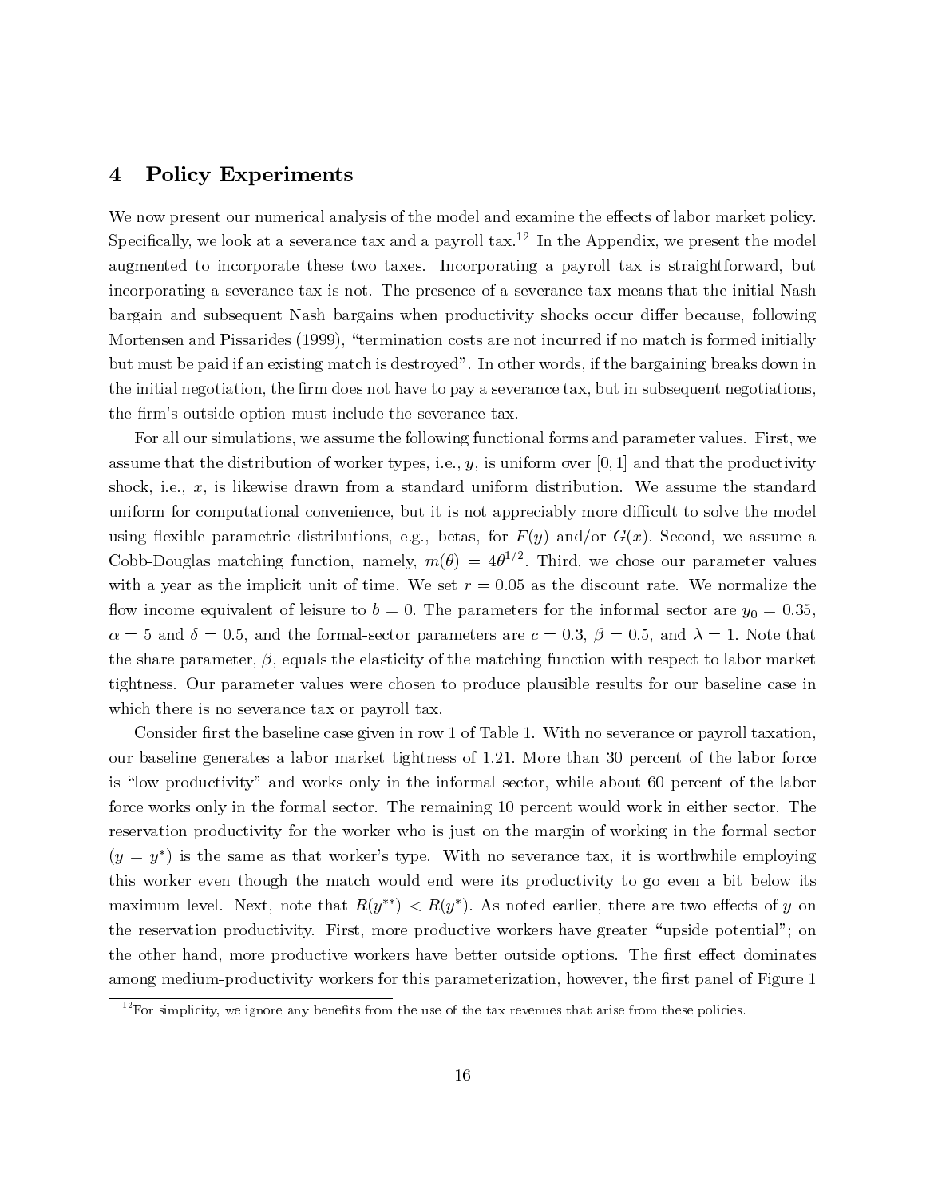## 4 Policy Experiments

We now present our numerical analysis of the model and examine the effects of labor market policy. Specifically, we look at a severance tax and a payroll tax.[12] In the Appendix, we present the model augmented to incorporate these two taxes. Incorporating a payroll tax is straightforward, but incorporating a severance tax is not. The presence of a severance tax means that the initial Nash bargain and subsequent Nash bargains when productivity shocks occur differ because, following Mortensen and Pissarides (1999), "termination costs are not incurred if no match is formed initially but must be paid if an existing match is destroyed". In other words, if the bargaining breaks down in the initial negotiation, the firm does not have to pay a severance tax, but in subsequent negotiations, the firm's outside option must include the severance tax.

For all our simulations, we assume the following functional forms and parameter values. First, we assume that the distribution of worker types, i.e., $y$, is uniform over $[0, 1]$ and that the productivity shock, i.e., $x$, is likewise drawn from a standard uniform distribution. We assume the standard uniform for computational convenience, but it is not appreciably more difficult to solve the model using flexible parametric distributions, e.g., betas, for $F(y)$ and/or $G(x)$. Second, we assume a Cobb-Douglas matching function, namely, $m(\theta) = 4\theta^{1/2}$. Third, we chose our parameter values with a year as the implicit unit of time. We set $r = 0.05$ as the discount rate. We normalize the flow income equivalent of leisure to $b = 0$. The parameters for the informal sector are $y_0 = 0.35$, $\alpha = 5$ and $\delta = 0.5$, and the formal-sector parameters are $c = 0.3$, $\beta = 0.5$, and $\lambda = 1$. Note that the share parameter, $\beta$, equals the elasticity of the matching function with respect to labor market tightness. Our parameter values were chosen to produce plausible results for our baseline case in which there is no severance tax or payroll tax.

Consider first the baseline case given in row 1 of Table 1. With no severance or payroll taxation, our baseline generates a labor market tightness of 1.21. More than 30 percent of the labor force is "low productivity" and works only in the informal sector, while about 60 percent of the labor force works only in the formal sector. The remaining 10 percent would work in either sector. The reservation productivity for the worker who is just on the margin of working in the formal sector ($y = y^*$) is the same as that worker's type. With no severance tax, it is worthwhile employing this worker even though the match would end were its productivity to go even a bit below its maximum level. Next, note that $R(y^{**}) < R(y^*)$. As noted earlier, there are two effects of $y$ on the reservation productivity. First, more productive workers have greater "upside potential"; on the other hand, more productive workers have better outside options. The first effect dominates among medium-productivity workers for this parameterization, however, the first panel of Figure 1

[12] For simplicity, we ignore any benefits from the use of the tax revenues that arise from these policies.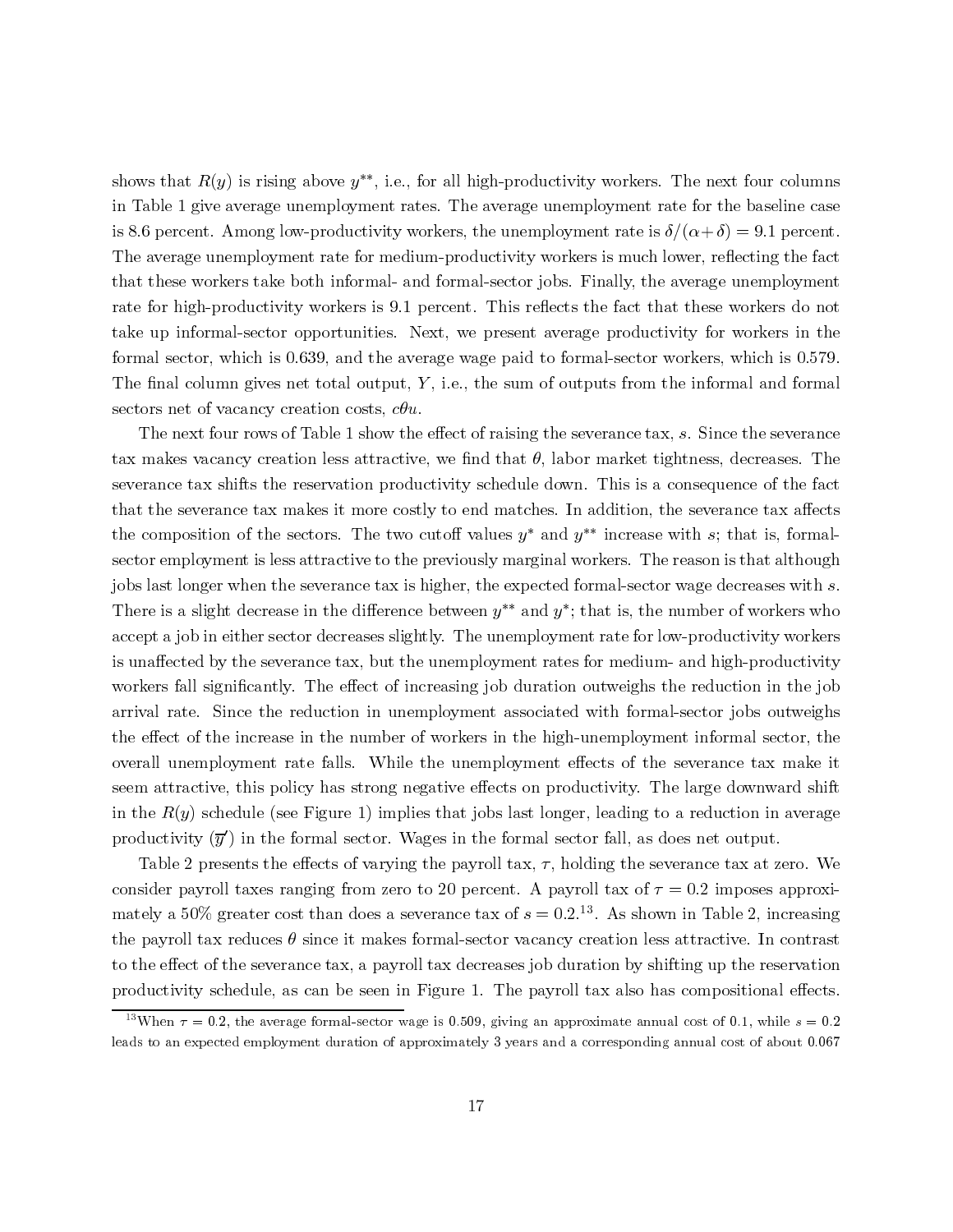shows that $R(y)$ is rising above $y^{**}$, i.e., for all high-productivity workers. The next four columns in Table 1 give average unemployment rates. The average unemployment rate for the baseline case is 8.6 percent. Among low-productivity workers, the unemployment rate is $\delta/(\alpha+\delta) = 9.1$ percent. The average unemployment rate for medium-productivity workers is much lower, reflecting the fact that these workers take both informal- and formal-sector jobs. Finally, the average unemployment rate for high-productivity workers is 9.1 percent. This reflects the fact that these workers do not take up informal-sector opportunities. Next, we present average productivity for workers in the formal sector, which is 0.639, and the average wage paid to formal-sector workers, which is 0.579. The final column gives net total output, $Y$, i.e., the sum of outputs from the informal and formal sectors net of vacancy creation costs, $c\theta u$.

The next four rows of Table 1 show the effect of raising the severance tax, $s$. Since the severance tax makes vacancy creation less attractive, we find that $\theta$, labor market tightness, decreases. The severance tax shifts the reservation productivity schedule down. This is a consequence of the fact that the severance tax makes it more costly to end matches. In addition, the severance tax affects the composition of the sectors. The two cutoff values $y^*$ and $y^{**}$ increase with $s$; that is, formal-sector employment is less attractive to the previously marginal workers. The reason is that although jobs last longer when the severance tax is higher, the expected formal-sector wage decreases with $s$. There is a slight decrease in the difference between $y^{**}$ and $y^*$; that is, the number of workers who accept a job in either sector decreases slightly. The unemployment rate for low-productivity workers is unaffected by the severance tax, but the unemployment rates for medium- and high-productivity workers fall significantly. The effect of increasing job duration outweighs the reduction in the job arrival rate. Since the reduction in unemployment associated with formal-sector jobs outweighs the effect of the increase in the number of workers in the high-unemployment informal sector, the overall unemployment rate falls. While the unemployment effects of the severance tax make it seem attractive, this policy has strong negative effects on productivity. The large downward shift in the $R(y)$ schedule (see Figure 1) implies that jobs last longer, leading to a reduction in average productivity ($\overline{y}'$) in the formal sector. Wages in the formal sector fall, as does net output.

Table 2 presents the effects of varying the payroll tax, $\tau$, holding the severance tax at zero. We consider payroll taxes ranging from zero to 20 percent. A payroll tax of $\tau = 0.2$ imposes approximately a 50% greater cost than does a severance tax of $s = 0.2$.[13] As shown in Table 2, increasing the payroll tax reduces $\theta$ since it makes formal-sector vacancy creation less attractive. In contrast to the effect of the severance tax, a payroll tax decreases job duration by shifting up the reservation productivity schedule, as can be seen in Figure 1. The payroll tax also has compositional effects.

[13] When $\tau = 0.2$, the average formal-sector wage is 0.509, giving an approximate annual cost of 0.1, while $s = 0.2$ leads to an expected employment duration of approximately 3 years and a corresponding annual cost of about 0.067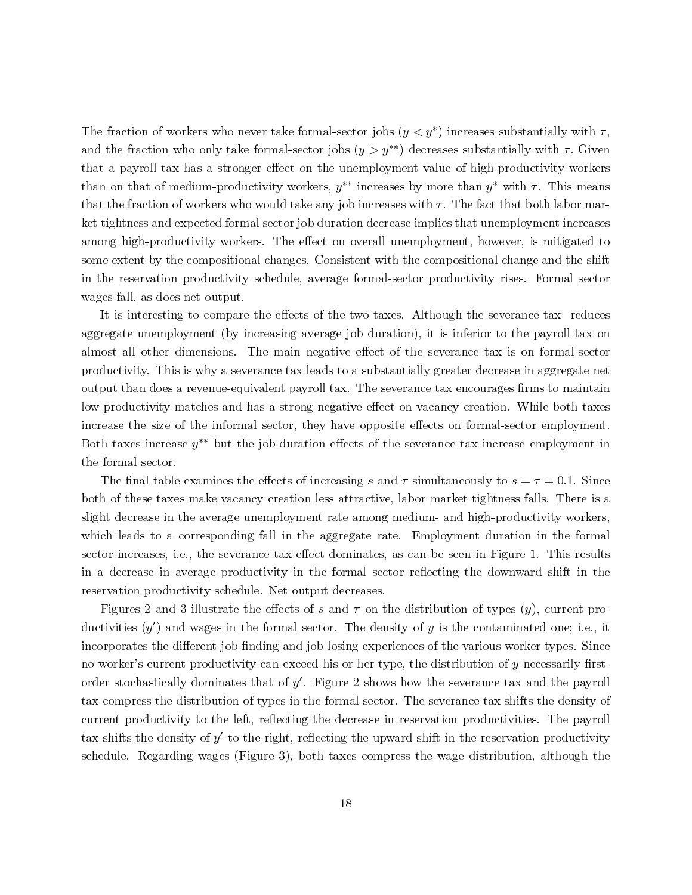The fraction of workers who never take formal-sector jobs ($y < y^*$) increases substantially with $\tau$, and the fraction who only take formal-sector jobs ($y > y^{**}$) decreases substantially with $\tau$. Given that a payroll tax has a stronger effect on the unemployment value of high-productivity workers than on that of medium-productivity workers, $y^{**}$ increases by more than $y^*$ with $\tau$. This means that the fraction of workers who would take any job increases with $\tau$. The fact that both labor market tightness and expected formal sector job duration decrease implies that unemployment increases among high-productivity workers. The effect on overall unemployment, however, is mitigated to some extent by the compositional changes. Consistent with the compositional change and the shift in the reservation productivity schedule, average formal-sector productivity rises. Formal sector wages fall, as does net output.

It is interesting to compare the effects of the two taxes. Although the severance tax reduces aggregate unemployment (by increasing average job duration), it is inferior to the payroll tax on almost all other dimensions. The main negative effect of the severance tax is on formal-sector productivity. This is why a severance tax leads to a substantially greater decrease in aggregate net output than does a revenue-equivalent payroll tax. The severance tax encourages firms to maintain low-productivity matches and has a strong negative effect on vacancy creation. While both taxes increase the size of the informal sector, they have opposite effects on formal-sector employment. Both taxes increase $y^{**}$ but the job-duration effects of the severance tax increase employment in the formal sector.

The final table examines the effects of increasing $s$ and $\tau$ simultaneously to $s = \tau = 0.1$. Since both of these taxes make vacancy creation less attractive, labor market tightness falls. There is a slight decrease in the average unemployment rate among medium- and high-productivity workers, which leads to a corresponding fall in the aggregate rate. Employment duration in the formal sector increases, i.e., the severance tax effect dominates, as can be seen in Figure 1. This results in a decrease in average productivity in the formal sector reflecting the downward shift in the reservation productivity schedule. Net output decreases.

Figures 2 and 3 illustrate the effects of $s$ and $\tau$ on the distribution of types ($y$), current productivities ($y'$) and wages in the formal sector. The density of $y$ is the contaminated one; i.e., it incorporates the different job-finding and job-losing experiences of the various worker types. Since no worker's current productivity can exceed his or her type, the distribution of $y$ necessarily first-order stochastically dominates that of $y'$. Figure 2 shows how the severance tax and the payroll tax compress the distribution of types in the formal sector. The severance tax shifts the density of current productivity to the left, reflecting the decrease in reservation productivities. The payroll tax shifts the density of $y'$ to the right, reflecting the upward shift in the reservation productivity schedule. Regarding wages (Figure 3), both taxes compress the wage distribution, although the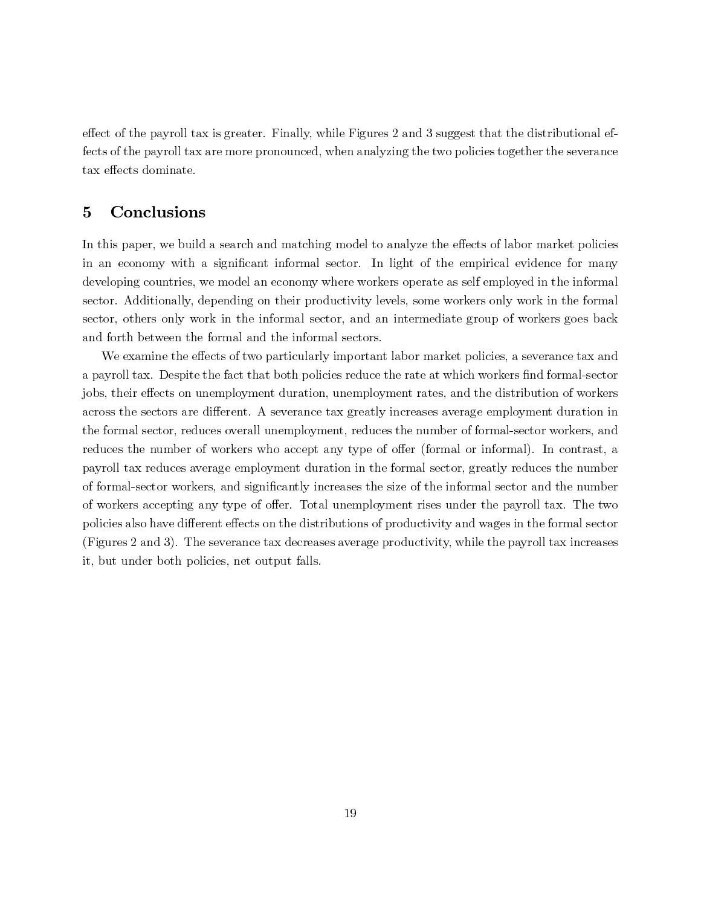effect of the payroll tax is greater. Finally, while Figures 2 and 3 suggest that the distributional effects of the payroll tax are more pronounced, when analyzing the two policies together the severance tax effects dominate.

## 5 Conclusions

In this paper, we build a search and matching model to analyze the effects of labor market policies in an economy with a significant informal sector. In light of the empirical evidence for many developing countries, we model an economy where workers operate as self employed in the informal sector. Additionally, depending on their productivity levels, some workers only work in the formal sector, others only work in the informal sector, and an intermediate group of workers goes back and forth between the formal and the informal sectors.

We examine the effects of two particularly important labor market policies, a severance tax and a payroll tax. Despite the fact that both policies reduce the rate at which workers find formal-sector jobs, their effects on unemployment duration, unemployment rates, and the distribution of workers across the sectors are different. A severance tax greatly increases average employment duration in the formal sector, reduces overall unemployment, reduces the number of formal-sector workers, and reduces the number of workers who accept any type of offer (formal or informal). In contrast, a payroll tax reduces average employment duration in the formal sector, greatly reduces the number of formal-sector workers, and significantly increases the size of the informal sector and the number of workers accepting any type of offer. Total unemployment rises under the payroll tax. The two policies also have different effects on the distributions of productivity and wages in the formal sector (Figures 2 and 3). The severance tax decreases average productivity, while the payroll tax increases it, but under both policies, net output falls.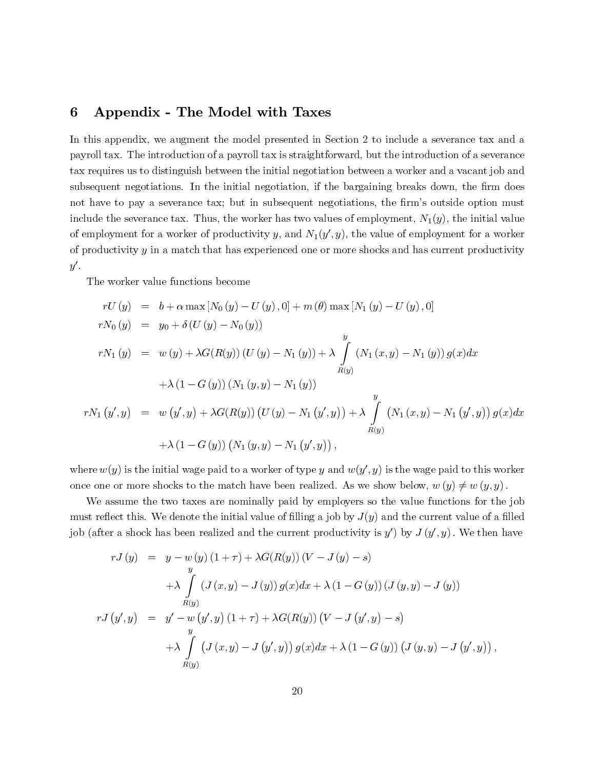# 6 Appendix - The Model with Taxes

In this appendix, we augment the model presented in Section 2 to include a severance tax and a payroll tax. The introduction of a payroll tax is straightforward, but the introduction of a severance tax requires us to distinguish between the initial negotiation between a worker and a vacant job and subsequent negotiations. In the initial negotiation, if the bargaining breaks down, the firm does not have to pay a severance tax; but in subsequent negotiations, the firm's outside option must include the severance tax. Thus, the worker has two values of employment, $N_1(y)$, the initial value of employment for a worker of productivity $y$, and $N_1(y', y)$, the value of employment for a worker of productivity $y$ in a match that has experienced one or more shocks and has current productivity $y'$.

The worker value functions become

$$
\begin{aligned}
rU(y) &= b + \alpha \max\left[N_0(y) - U(y), 0\right] + m(\theta)\max\left[N_1(y) - U(y), 0\right] \\
rN_0(y) &= y_0 + \delta\left(U(y) - N_0(y)\right) \\
rN_1(y) &= w(y) + \lambda G(R(y))\left(U(y) - N_1(y)\right) + \lambda \int_{R(y)}^{y} \left(N_1(x,y) - N_1(y)\right) g(x)dx \\
&\quad + \lambda\left(1 - G(y)\right)\left(N_1(y,y) - N_1(y)\right) \\
rN_1(y', y) &= w(y', y) + \lambda G(R(y))\left(U(y) - N_1(y', y)\right) + \lambda \int_{R(y)}^{y} \left(N_1(x,y) - N_1(y', y)\right) g(x)dx \\
&\quad + \lambda\left(1 - G(y)\right)\left(N_1(y,y) - N_1(y', y)\right),
\end{aligned}
$$

where $w(y)$ is the initial wage paid to a worker of type $y$ and $w(y', y)$ is the wage paid to this worker once one or more shocks to the match have been realized. As we show below, $w(y) \neq w(y, y)$.

We assume the two taxes are nominally paid by employers so the value functions for the job must reflect this. We denote the initial value of filling a job by $J(y)$ and the current value of a filled job (after a shock has been realized and the current productivity is $y'$) by $J(y', y)$. We then have

$$
\begin{aligned}
rJ(y) &= y - w(y)(1+\tau) + \lambda G(R(y))\left(V - J(y) - s\right) \\
&\quad + \lambda \int_{R(y)}^{y} \left(J(x,y) - J(y)\right) g(x)dx + \lambda\left(1 - G(y)\right)\left(J(y,y) - J(y)\right) \\
rJ(y', y) &= y' - w(y', y)(1+\tau) + \lambda G(R(y))\left(V - J(y', y) - s\right) \\
&\quad + \lambda \int_{R(y)}^{y} \left(J(x,y) - J(y', y)\right) g(x)dx + \lambda\left(1 - G(y)\right)\left(J(y,y) - J(y', y)\right),
\end{aligned}
$$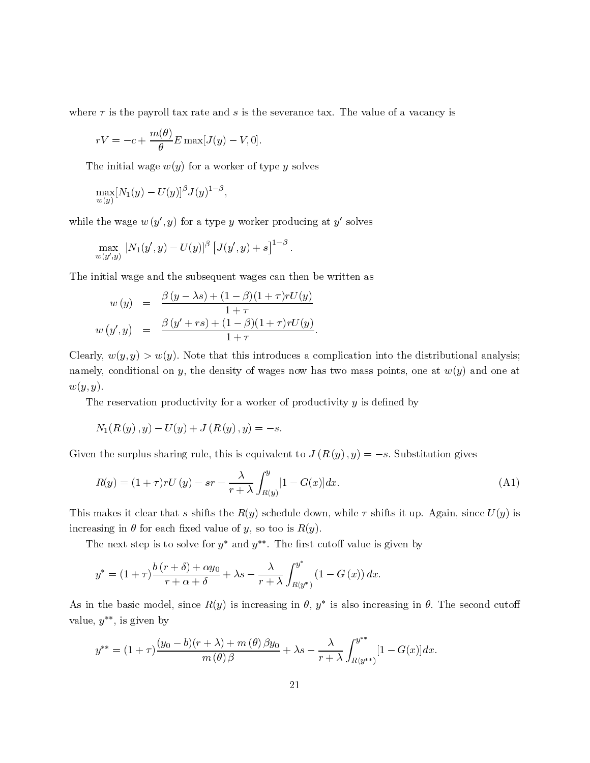where $\tau$ is the payroll tax rate and $s$ is the severance tax. The value of a vacancy is

$$rV = -c + \frac{m(\theta)}{\theta} E \max[J(y) - V, 0].$$

The initial wage $w(y)$ for a worker of type $y$ solves

$$\max_{w(y)} [N_1(y) - U(y)]^{\beta} J(y)^{1-\beta},$$

while the wage $w(y', y)$ for a type $y$ worker producing at $y'$ solves

$$\max_{w(y',y)} \left[N_1(y', y) - U(y)\right]^{\beta} \left[J(y', y) + s\right]^{1-\beta}.$$

The initial wage and the subsequent wages can then be written as

$$\begin{aligned}
w(y) &= \frac{\beta(y - \lambda s) + (1-\beta)(1+\tau) r U(y)}{1+\tau} \\
w(y', y) &= \frac{\beta(y' + rs) + (1-\beta)(1+\tau) r U(y)}{1+\tau}.
\end{aligned}$$

Clearly, $w(y, y) > w(y)$. Note that this introduces a complication into the distributional analysis; namely, conditional on $y$, the density of wages now has two mass points, one at $w(y)$ and one at $w(y, y)$.

The reservation productivity for a worker of productivity $y$ is defined by

$$N_1(R(y), y) - U(y) + J(R(y), y) = -s.$$

Given the surplus sharing rule, this is equivalent to $J(R(y), y) = -s$. Substitution gives

$$R(y) = (1+\tau) r U(y) - sr - \frac{\lambda}{r+\lambda} \int_{R(y)}^{y} [1 - G(x)] dx. \tag{A1}$$

This makes it clear that $s$ shifts the $R(y)$ schedule down, while $\tau$ shifts it up. Again, since $U(y)$ is increasing in $\theta$ for each fixed value of $y$, so too is $R(y)$.

The next step is to solve for $y^*$ and $y^{**}$. The first cutoff value is given by

$$y^* = (1+\tau) \frac{b(r+\delta) + \alpha y_0}{r + \alpha + \delta} + \lambda s - \frac{\lambda}{r+\lambda} \int_{R(y^*)}^{y^*} (1 - G(x)) \, dx.$$

As in the basic model, since $R(y)$ is increasing in $\theta$, $y^*$ is also increasing in $\theta$. The second cutoff value, $y^{**}$, is given by

$$y^{**} = (1+\tau) \frac{(y_0 - b)(r+\lambda) + m(\theta) \beta y_0}{m(\theta) \beta} + \lambda s - \frac{\lambda}{r+\lambda} \int_{R(y^{**})}^{y^{**}} [1 - G(x)] dx.$$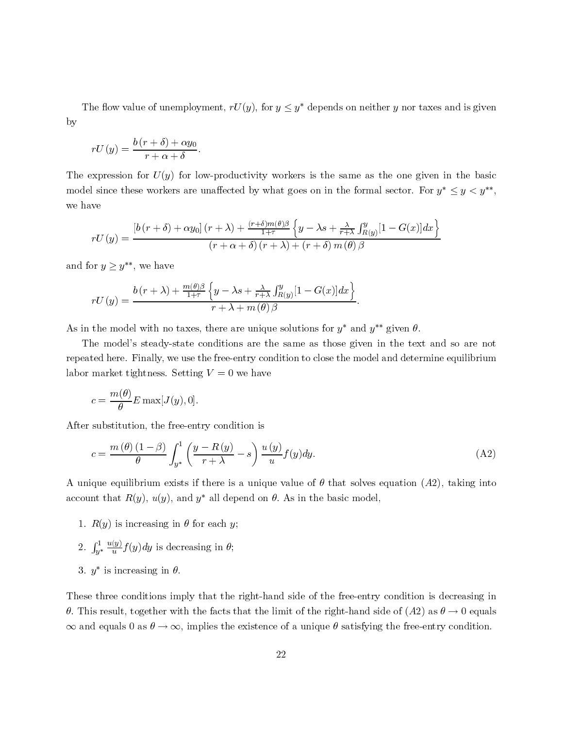The flow value of unemployment, $rU(y)$, for $y \leq y^*$ depends on neither $y$ nor taxes and is given by

$$rU(y) = \frac{b(r+\delta) + \alpha y_0}{r + \alpha + \delta}.$$

The expression for $U(y)$ for low-productivity workers is the same as the one given in the basic model since these workers are unaffected by what goes on in the formal sector. For $y^* \leq y < y^{**}$, we have

$$rU(y) = \frac{[b(r+\delta) + \alpha y_0](r+\lambda) + \frac{(r+\delta)m(\theta)\beta}{1+\tau}\left\{y - \lambda s + \frac{\lambda}{r+\lambda}\int_{R(y)}^{y}[1-G(x)]dx\right\}}{(r+\alpha+\delta)(r+\lambda) + (r+\delta)m(\theta)\beta}$$

and for $y \geq y^{**}$, we have

$$rU(y) = \frac{b(r+\lambda) + \frac{m(\theta)\beta}{1+\tau}\left\{y - \lambda s + \frac{\lambda}{r+\lambda}\int_{R(y)}^{y}[1-G(x)]dx\right\}}{r + \lambda + m(\theta)\beta}.$$

As in the model with no taxes, there are unique solutions for $y^*$ and $y^{**}$ given $\theta$.

The model's steady-state conditions are the same as those given in the text and so are not repeated here. Finally, we use the free-entry condition to close the model and determine equilibrium labor market tightness. Setting $V = 0$ we have

$$c = \frac{m(\theta)}{\theta} E \max[J(y), 0].$$

After substitution, the free-entry condition is

$$c = \frac{m(\theta)(1-\beta)}{\theta}\int_{y^*}^{1}\left(\frac{y - R(y)}{r+\lambda} - s\right)\frac{u(y)}{u}f(y)dy. \tag{A2}$$

A unique equilibrium exists if there is a unique value of $\theta$ that solves equation $(A2)$, taking into account that $R(y)$, $u(y)$, and $y^*$ all depend on $\theta$. As in the basic model,

1. $R(y)$ is increasing in $\theta$ for each $y$;
2. $\int_{y^*}^{1} \frac{u(y)}{u} f(y)dy$ is decreasing in $\theta$;
3. $y^*$ is increasing in $\theta$.

These three conditions imply that the right-hand side of the free-entry condition is decreasing in $\theta$. This result, together with the facts that the limit of the right-hand side of $(A2)$ as $\theta \to 0$ equals $\infty$ and equals 0 as $\theta \to \infty$, implies the existence of a unique $\theta$ satisfying the free-entry condition.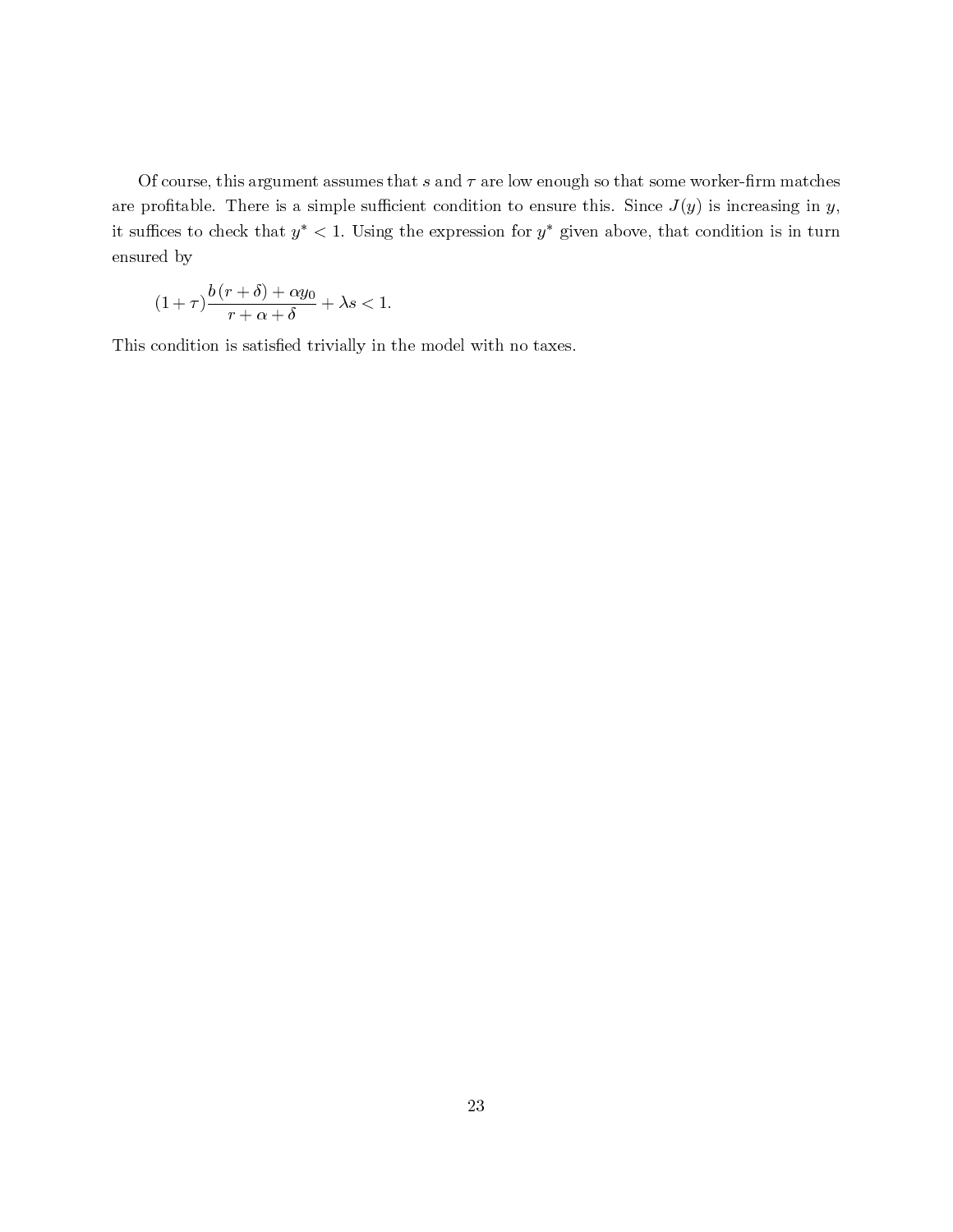Of course, this argument assumes that $s$ and $\tau$ are low enough so that some worker-firm matches are profitable. There is a simple sufficient condition to ensure this. Since $J(y)$ is increasing in $y$, it suffices to check that $y^* < 1$. Using the expression for $y^*$ given above, that condition is in turn ensured by

$$(1+\tau)\frac{b\,(r+\delta)+\alpha y_0}{r+\alpha+\delta}+\lambda s<1.$$

This condition is satisfied trivially in the model with no taxes.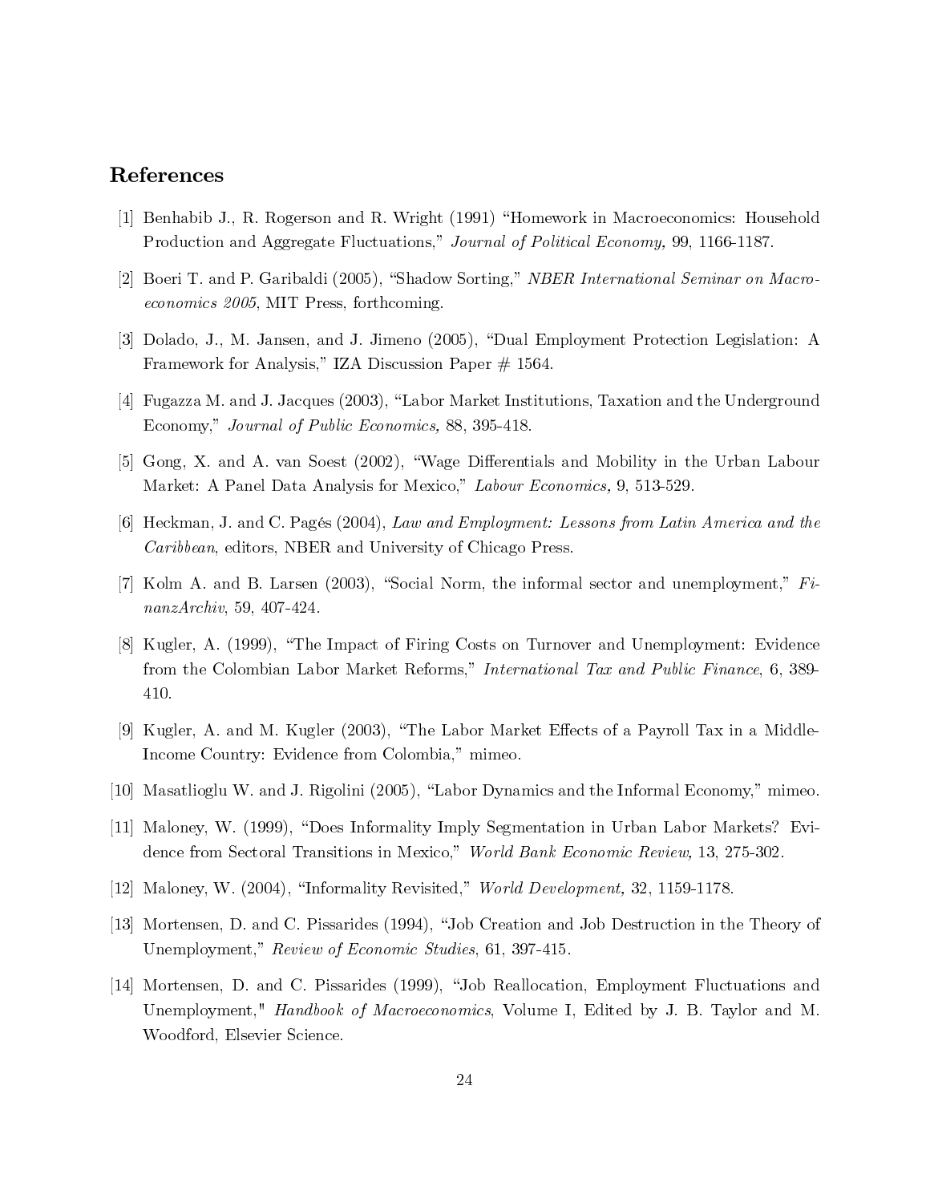## References

[1] Benhabib J., R. Rogerson and R. Wright (1991) "Homework in Macroeconomics: Household Production and Aggregate Fluctuations," *Journal of Political Economy,* 99, 1166-1187.

[2] Boeri T. and P. Garibaldi (2005), "Shadow Sorting," *NBER International Seminar on Macroeconomics 2005*, MIT Press, forthcoming.

[3] Dolado, J., M. Jansen, and J. Jimeno (2005), "Dual Employment Protection Legislation: A Framework for Analysis," IZA Discussion Paper # 1564.

[4] Fugazza M. and J. Jacques (2003), "Labor Market Institutions, Taxation and the Underground Economy," *Journal of Public Economics,* 88, 395-418.

[5] Gong, X. and A. van Soest (2002), "Wage Differentials and Mobility in the Urban Labour Market: A Panel Data Analysis for Mexico," *Labour Economics,* 9, 513-529.

[6] Heckman, J. and C. Pagés (2004), *Law and Employment: Lessons from Latin America and the Caribbean*, editors, NBER and University of Chicago Press.

[7] Kolm A. and B. Larsen (2003), "Social Norm, the informal sector and unemployment," *FinanzArchiv*, 59, 407-424.

[8] Kugler, A. (1999), "The Impact of Firing Costs on Turnover and Unemployment: Evidence from the Colombian Labor Market Reforms," *International Tax and Public Finance*, 6, 389-410.

[9] Kugler, A. and M. Kugler (2003), "The Labor Market Effects of a Payroll Tax in a Middle-Income Country: Evidence from Colombia," mimeo.

[10] Masatlioglu W. and J. Rigolini (2005), "Labor Dynamics and the Informal Economy," mimeo.

[11] Maloney, W. (1999), "Does Informality Imply Segmentation in Urban Labor Markets? Evidence from Sectoral Transitions in Mexico," *World Bank Economic Review,* 13, 275-302.

[12] Maloney, W. (2004), "Informality Revisited," *World Development,* 32, 1159-1178.

[13] Mortensen, D. and C. Pissarides (1994), "Job Creation and Job Destruction in the Theory of Unemployment," *Review of Economic Studies*, 61, 397-415.

[14] Mortensen, D. and C. Pissarides (1999), "Job Reallocation, Employment Fluctuations and Unemployment," *Handbook of Macroeconomics*, Volume I, Edited by J. B. Taylor and M. Woodford, Elsevier Science.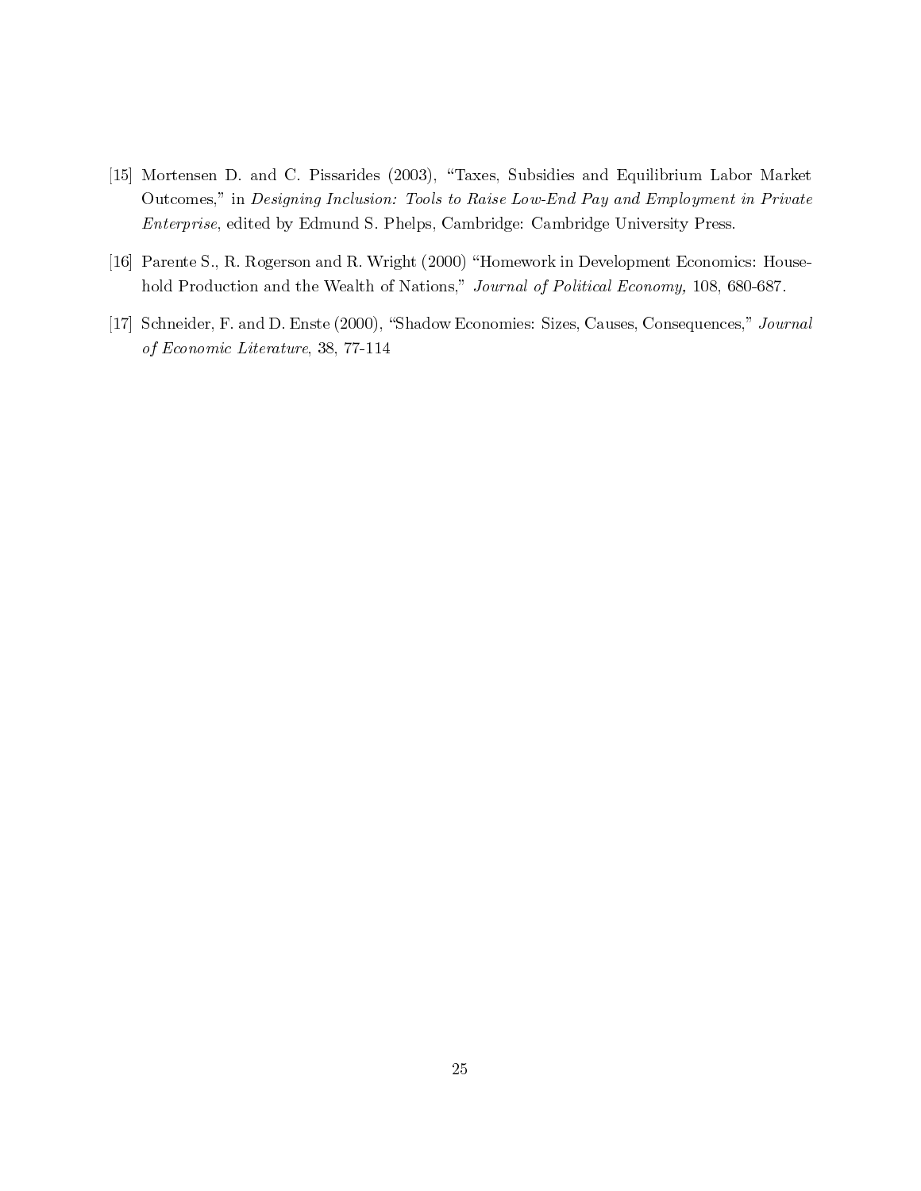[15] Mortensen D. and C. Pissarides (2003), "Taxes, Subsidies and Equilibrium Labor Market Outcomes," in *Designing Inclusion: Tools to Raise Low-End Pay and Employment in Private Enterprise*, edited by Edmund S. Phelps, Cambridge: Cambridge University Press.

[16] Parente S., R. Rogerson and R. Wright (2000) "Homework in Development Economics: Household Production and the Wealth of Nations," *Journal of Political Economy*, 108, 680-687.

[17] Schneider, F. and D. Enste (2000), "Shadow Economies: Sizes, Causes, Consequences," *Journal of Economic Literature*, 38, 77-114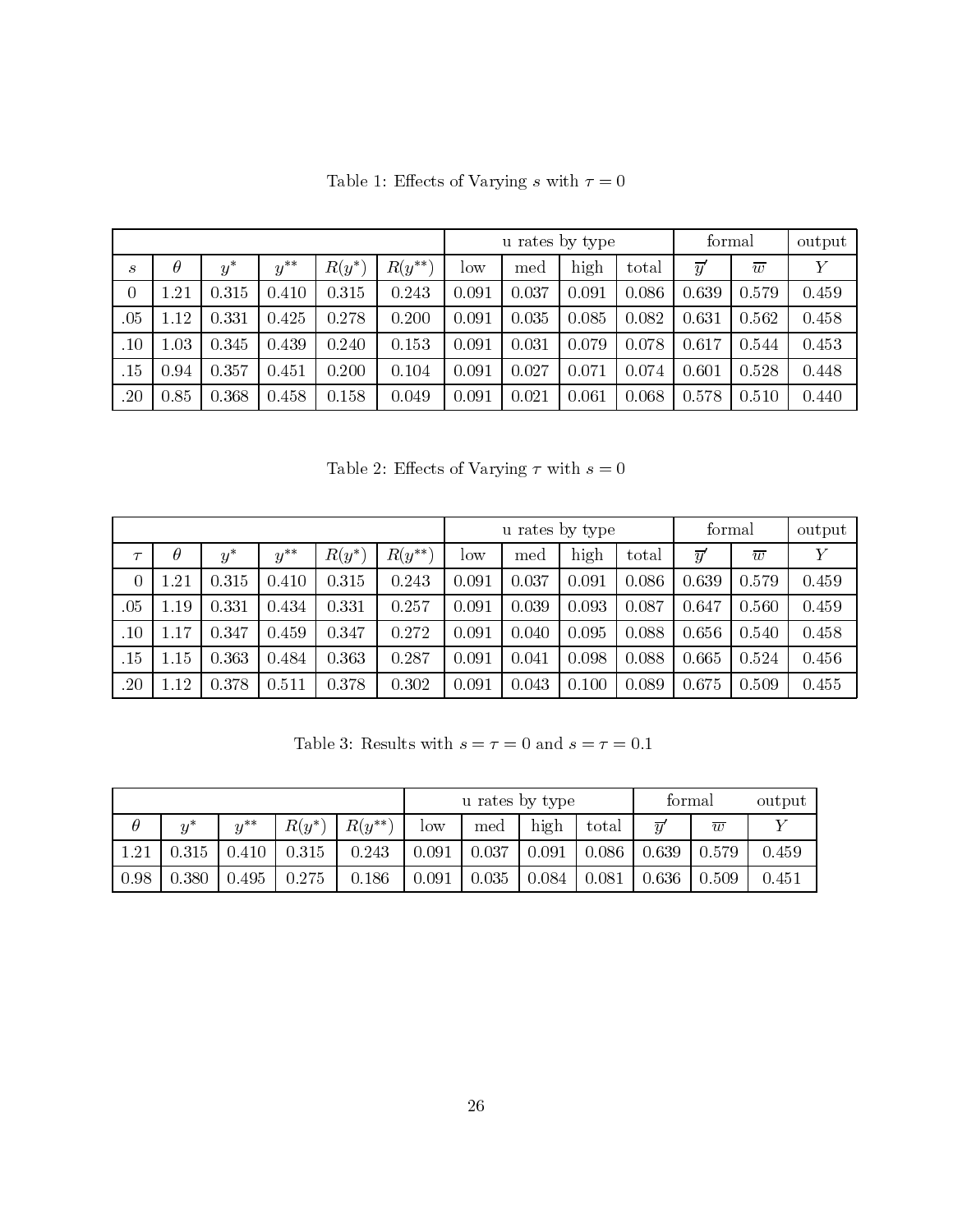Table 1: Effects of Varying $s$ with $\tau = 0$

| | | | | | | u rates by type | | | | formal | | output |
|---|---|---|---|---|---|---|---|---|---|---|---|---|
| $s$ | $\theta$ | $y^*$ | $y^{**}$ | $R(y^*)$ | $R(y^{**})$ | low | med | high | total | $\overline{y}'$ | $\overline{w}$ | $Y$ |
| 0 | 1.21 | 0.315 | 0.410 | 0.315 | 0.243 | 0.091 | 0.037 | 0.091 | 0.086 | 0.639 | 0.579 | 0.459 |
| .05 | 1.12 | 0.331 | 0.425 | 0.278 | 0.200 | 0.091 | 0.035 | 0.085 | 0.082 | 0.631 | 0.562 | 0.458 |
| .10 | 1.03 | 0.345 | 0.439 | 0.240 | 0.153 | 0.091 | 0.031 | 0.079 | 0.078 | 0.617 | 0.544 | 0.453 |
| .15 | 0.94 | 0.357 | 0.451 | 0.200 | 0.104 | 0.091 | 0.027 | 0.071 | 0.074 | 0.601 | 0.528 | 0.448 |
| .20 | 0.85 | 0.368 | 0.458 | 0.158 | 0.049 | 0.091 | 0.021 | 0.061 | 0.068 | 0.578 | 0.510 | 0.440 |

Table 2: Effects of Varying $\tau$ with $s = 0$

| | | | | | | u rates by type | | | | formal | | output |
|---|---|---|---|---|---|---|---|---|---|---|---|---|
| $\tau$ | $\theta$ | $y^*$ | $y^{**}$ | $R(y^*)$ | $R(y^{**})$ | low | med | high | total | $\overline{y}'$ | $\overline{w}$ | $Y$ |
| 0 | 1.21 | 0.315 | 0.410 | 0.315 | 0.243 | 0.091 | 0.037 | 0.091 | 0.086 | 0.639 | 0.579 | 0.459 |
| .05 | 1.19 | 0.331 | 0.434 | 0.331 | 0.257 | 0.091 | 0.039 | 0.093 | 0.087 | 0.647 | 0.560 | 0.459 |
| .10 | 1.17 | 0.347 | 0.459 | 0.347 | 0.272 | 0.091 | 0.040 | 0.095 | 0.088 | 0.656 | 0.540 | 0.458 |
| .15 | 1.15 | 0.363 | 0.484 | 0.363 | 0.287 | 0.091 | 0.041 | 0.098 | 0.088 | 0.665 | 0.524 | 0.456 |
| .20 | 1.12 | 0.378 | 0.511 | 0.378 | 0.302 | 0.091 | 0.043 | 0.100 | 0.089 | 0.675 | 0.509 | 0.455 |

Table 3: Results with $s = \tau = 0$ and $s = \tau = 0.1$

| | | | | | u rates by type | | | | formal | | output |
|---|---|---|---|---|---|---|---|---|---|---|---|
| $\theta$ | $y^*$ | $y^{**}$ | $R(y^*)$ | $R(y^{**})$ | low | med | high | total | $\overline{y}'$ | $\overline{w}$ | $Y$ |
| 1.21 | 0.315 | 0.410 | 0.315 | 0.243 | 0.091 | 0.037 | 0.091 | 0.086 | 0.639 | 0.579 | 0.459 |
| 0.98 | 0.380 | 0.495 | 0.275 | 0.186 | 0.091 | 0.035 | 0.084 | 0.081 | 0.636 | 0.509 | 0.451 |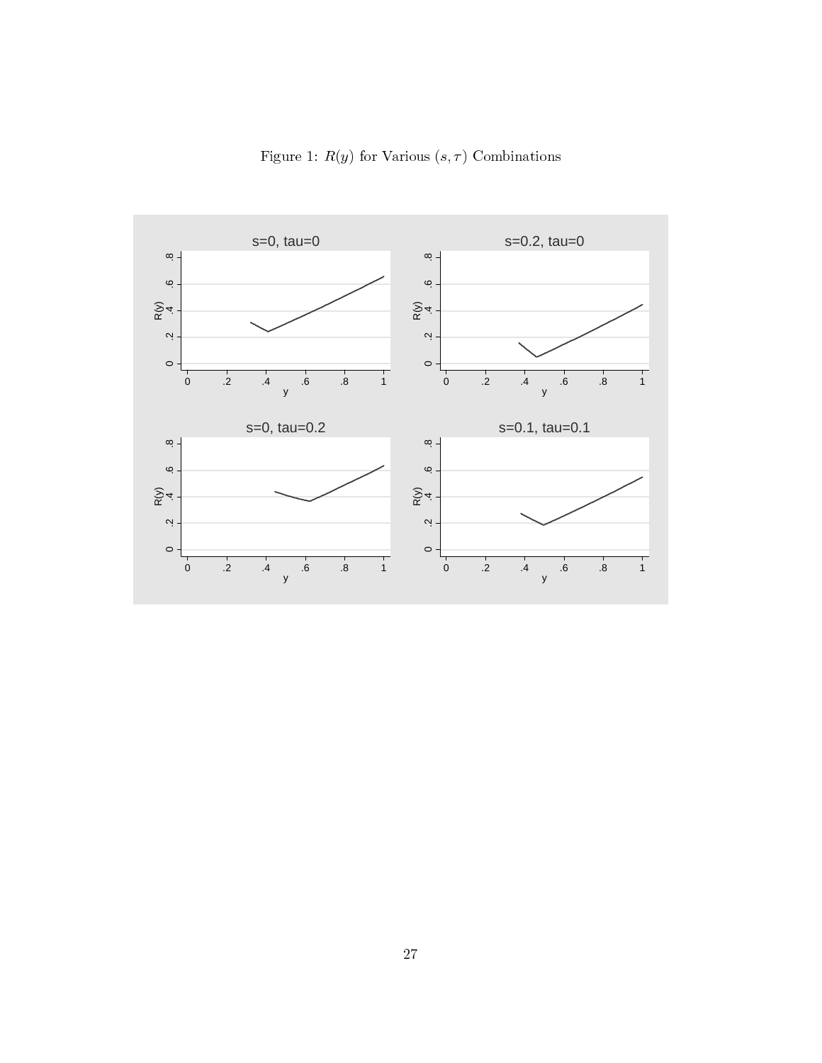Figure 1: $R(y)$ for Various $(s, \tau)$ Combinations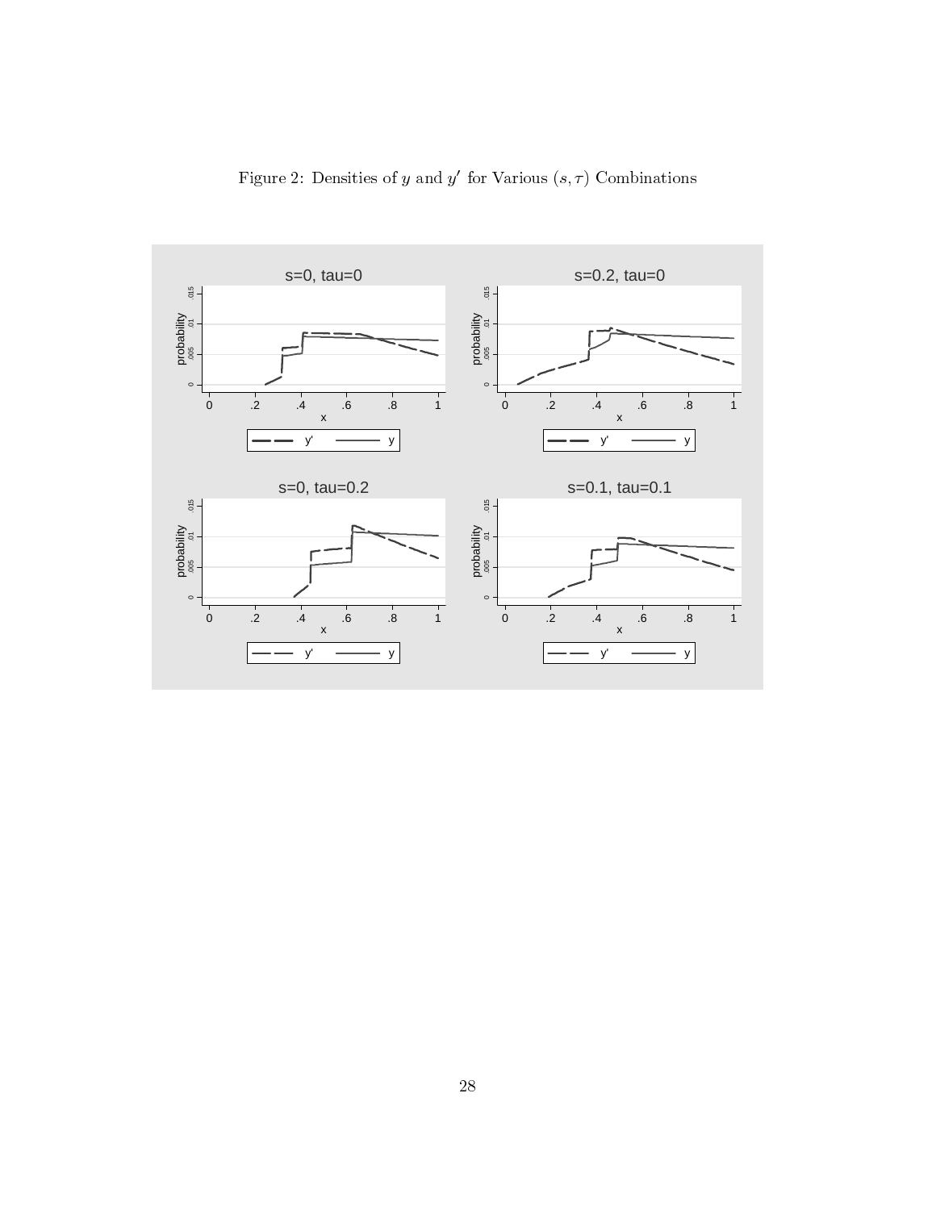Figure 2: Densities of $y$ and $y'$ for Various $(s, \tau)$ Combinations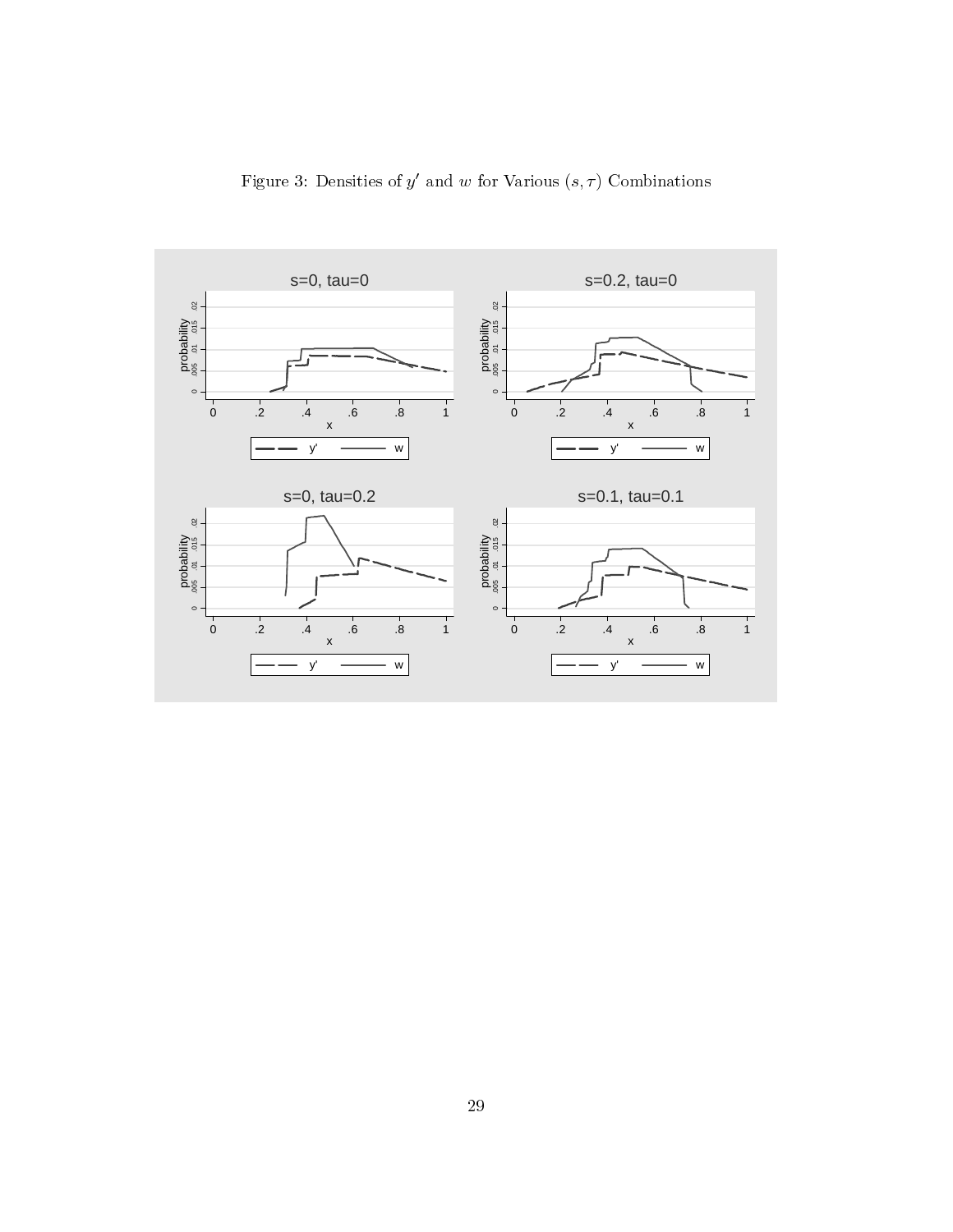Figure 3: Densities of $y'$ and $w$ for Various $(s, \tau)$ Combinations

s=0, tau=0

probability

0
.005
.01
.015
.02

0
.2
.4
.6
.8
1

x

y'
w

s=0.2, tau=0

probability

0
.005
.01
.015
.02

0
.2
.4
.6
.8
1

x

y'
w

s=0, tau=0.2

probability

0
.005
.01
.015
.02

0
.2
.4
.6
.8
1

x

y'
w

s=0.1, tau=0.1

probability

0
.005
.01
.015
.02

0
.2
.4
.6
.8
1

x

y'
w